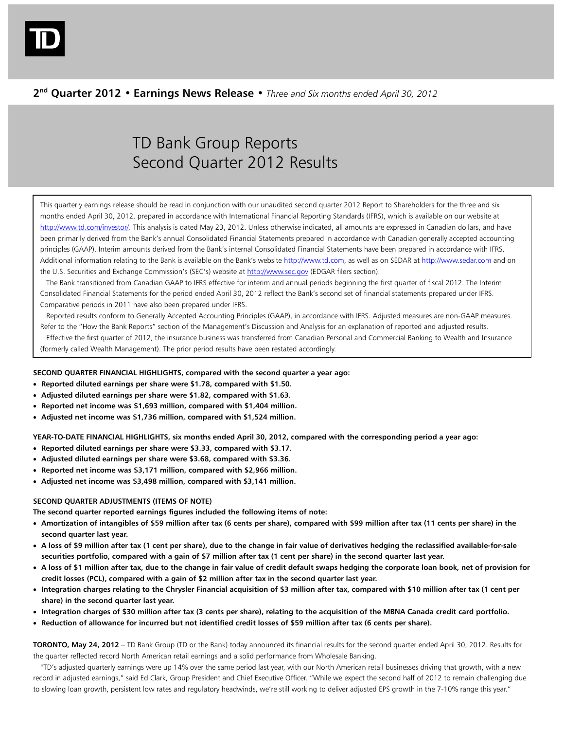**2nd Quarter 2012 • Earnings News Release •** *Three and Six months ended April 30, 2012*

# TD Bank Group Reports Second Quarter 2012 Results

This quarterly earnings release should be read in conjunction with our unaudited second quarter 2012 Report to Shareholders for the three and six months ended April 30, 2012, prepared in accordance with International Financial Reporting Standards (IFRS), which is available on our website at http://www.td.com/investor/. This analysis is dated May 23, 2012. Unless otherwise indicated, all amounts are expressed in Canadian dollars, and have been primarily derived from the Bank's annual Consolidated Financial Statements prepared in accordance with Canadian generally accepted accounting principles (GAAP). Interim amounts derived from the Bank's internal Consolidated Financial Statements have been prepared in accordance with IFRS. Additional information relating to the Bank is available on the Bank's website http://www.td.com, as well as on SEDAR at http://www.sedar.com and on the U.S. Securities and Exchange Commission's (SEC's) website at http://www.sec.gov (EDGAR filers section).

The Bank transitioned from Canadian GAAP to IFRS effective for interim and annual periods beginning the first quarter of fiscal 2012. The Interim Consolidated Financial Statements for the period ended April 30, 2012 reflect the Bank's second set of financial statements prepared under IFRS. Comparative periods in 2011 have also been prepared under IFRS.

Reported results conform to Generally Accepted Accounting Principles (GAAP), in accordance with IFRS. Adjusted measures are non-GAAP measures. Refer to the "How the Bank Reports" section of the Management's Discussion and Analysis for an explanation of reported and adjusted results.

Effective the first quarter of 2012, the insurance business was transferred from Canadian Personal and Commercial Banking to Wealth and Insurance (formerly called Wealth Management). The prior period results have been restated accordingly.

**SECOND QUARTER FINANCIAL HIGHLIGHTS, compared with the second quarter a year ago:**

- **Reported diluted earnings per share were $1.78, compared with $1.50.**
- **Adjusted diluted earnings per share were $1.82, compared with $1.63.**
- **Reported net income was $1,693 million, compared with $1,404 million.**
- **Adjusted net income was $1,736 million, compared with $1,524 million.**

**YEAR-TO-DATE FINANCIAL HIGHLIGHTS, six months ended April 30, 2012, compared with the corresponding period a year ago:**

- **Reported diluted earnings per share were $3.33, compared with $3.17.**
- **Adjusted diluted earnings per share were $3.68, compared with $3.36.**
- **Reported net income was $3,171 million, compared with $2,966 million.**
- **Adjusted net income was $3,498 million, compared with $3,141 million.**

**SECOND QUARTER ADJUSTMENTS (ITEMS OF NOTE)**

**The second quarter reported earnings figures included the following items of note:**

- **Amortization of intangibles of $59 million after tax (6 cents per share), compared with $99 million after tax (11 cents per share) in the second quarter last year.**
- **A loss of $9 million after tax (1 cent per share), due to the change in fair value of derivatives hedging the reclassified available-for-sale securities portfolio, compared with a gain of $7 million after tax (1 cent per share) in the second quarter last year.**
- **A loss of $1 million after tax, due to the change in fair value of credit default swaps hedging the corporate loan book, net of provision for credit losses (PCL), compared with a gain of $2 million after tax in the second quarter last year.**
- **Integration charges relating to the Chrysler Financial acquisition of $3 million after tax, compared with $10 million after tax (1 cent per share) in the second quarter last year.**
- **Integration charges of $30 million after tax (3 cents per share), relating to the acquisition of the MBNA Canada credit card portfolio.**
- **Reduction of allowance for incurred but not identified credit losses of $59 million after tax (6 cents per share).**

**TORONTO, May 24, 2012** – TD Bank Group (TD or the Bank) today announced its financial results for the second quarter ended April 30, 2012. Results for the quarter reflected record North American retail earnings and a solid performance from Wholesale Banking.

"TD's adjusted quarterly earnings were up 14% over the same period last year, with our North American retail businesses driving that growth, with a new record in adjusted earnings," said Ed Clark, Group President and Chief Executive Officer. "While we expect the second half of 2012 to remain challenging due to slowing loan growth, persistent low rates and regulatory headwinds, we're still working to deliver adjusted EPS growth in the 7-10% range this year."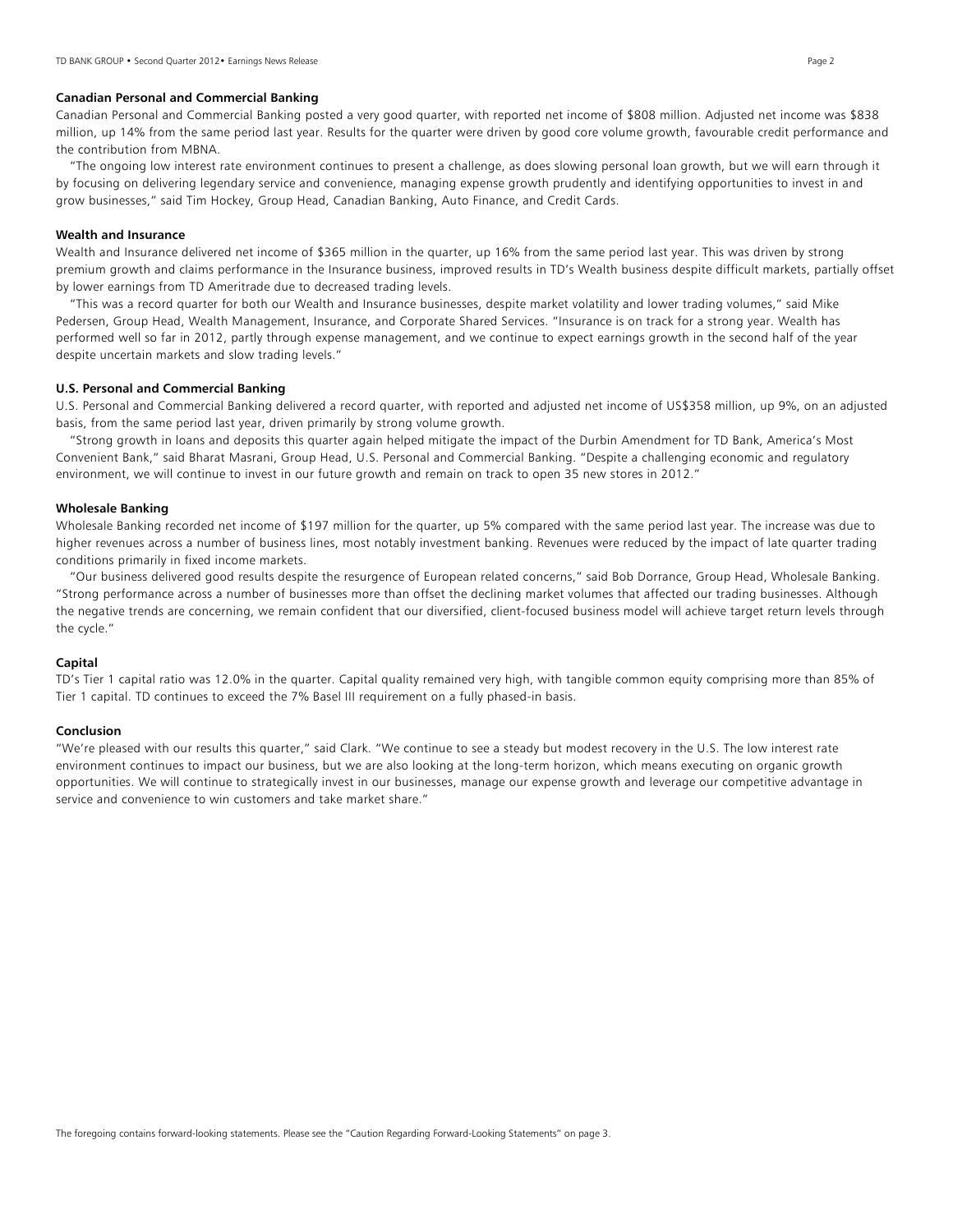**Canadian Personal and Commercial Banking**

Canadian Personal and Commercial Banking posted a very good quarter, with reported net income of $808 million. Adjusted net income was $838 million, up 14% from the same period last year. Results for the quarter were driven by good core volume growth, favourable credit performance and the contribution from MBNA.

"The ongoing low interest rate environment continues to present a challenge, as does slowing personal loan growth, but we will earn through it by focusing on delivering legendary service and convenience, managing expense growth prudently and identifying opportunities to invest in and grow businesses," said Tim Hockey, Group Head, Canadian Banking, Auto Finance, and Credit Cards.

**Wealth and Insurance**

Wealth and Insurance delivered net income of $365 million in the quarter, up 16% from the same period last year. This was driven by strong premium growth and claims performance in the Insurance business, improved results in TD's Wealth business despite difficult markets, partially offset by lower earnings from TD Ameritrade due to decreased trading levels.

"This was a record quarter for both our Wealth and Insurance businesses, despite market volatility and lower trading volumes," said Mike Pedersen, Group Head, Wealth Management, Insurance, and Corporate Shared Services. "Insurance is on track for a strong year. Wealth has performed well so far in 2012, partly through expense management, and we continue to expect earnings growth in the second half of the year despite uncertain markets and slow trading levels."

**U.S. Personal and Commercial Banking**

U.S. Personal and Commercial Banking delivered a record quarter, with reported and adjusted net income of US$358 million, up 9%, on an adjusted basis, from the same period last year, driven primarily by strong volume growth.

"Strong growth in loans and deposits this quarter again helped mitigate the impact of the Durbin Amendment for TD Bank, America's Most Convenient Bank," said Bharat Masrani, Group Head, U.S. Personal and Commercial Banking. "Despite a challenging economic and regulatory environment, we will continue to invest in our future growth and remain on track to open 35 new stores in 2012."

**Wholesale Banking**

Wholesale Banking recorded net income of $197 million for the quarter, up 5% compared with the same period last year. The increase was due to higher revenues across a number of business lines, most notably investment banking. Revenues were reduced by the impact of late quarter trading conditions primarily in fixed income markets.

"Our business delivered good results despite the resurgence of European related concerns," said Bob Dorrance, Group Head, Wholesale Banking. "Strong performance across a number of businesses more than offset the declining market volumes that affected our trading businesses. Although the negative trends are concerning, we remain confident that our diversified, client-focused business model will achieve target return levels through the cycle."

**Capital**

TD's Tier 1 capital ratio was 12.0% in the quarter. Capital quality remained very high, with tangible common equity comprising more than 85% of Tier 1 capital. TD continues to exceed the 7% Basel III requirement on a fully phased-in basis.

**Conclusion**

"We're pleased with our results this quarter," said Clark. "We continue to see a steady but modest recovery in the U.S. The low interest rate environment continues to impact our business, but we are also looking at the long-term horizon, which means executing on organic growth opportunities. We will continue to strategically invest in our businesses, manage our expense growth and leverage our competitive advantage in service and convenience to win customers and take market share."

The foregoing contains forward-looking statements. Please see the "Caution Regarding Forward-Looking Statements" on page 3.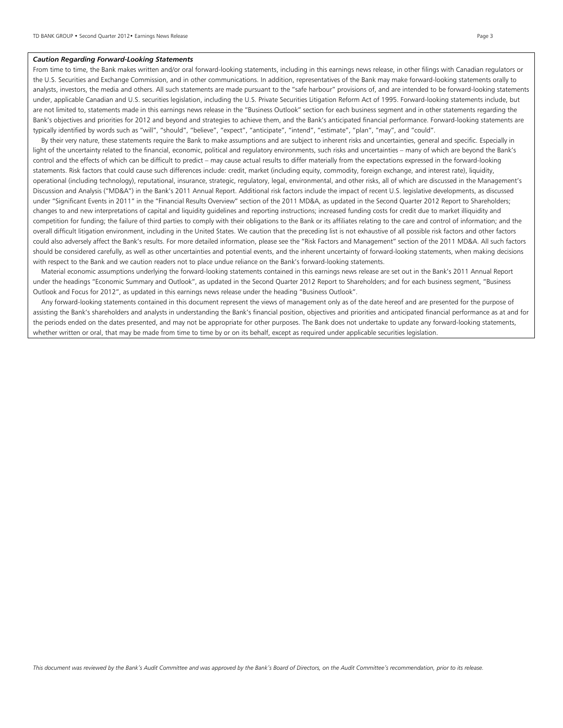***Caution Regarding Forward-Looking Statements***

From time to time, the Bank makes written and/or oral forward-looking statements, including in this earnings news release, in other filings with Canadian regulators or the U.S. Securities and Exchange Commission, and in other communications. In addition, representatives of the Bank may make forward-looking statements orally to analysts, investors, the media and others. All such statements are made pursuant to the "safe harbour" provisions of, and are intended to be forward-looking statements under, applicable Canadian and U.S. securities legislation, including the U.S. Private Securities Litigation Reform Act of 1995. Forward-looking statements include, but are not limited to, statements made in this earnings news release in the "Business Outlook" section for each business segment and in other statements regarding the Bank's objectives and priorities for 2012 and beyond and strategies to achieve them, and the Bank's anticipated financial performance. Forward-looking statements are typically identified by words such as "will", "should", "believe", "expect", "anticipate", "intend", "estimate", "plan", "may", and "could".

By their very nature, these statements require the Bank to make assumptions and are subject to inherent risks and uncertainties, general and specific. Especially in light of the uncertainty related to the financial, economic, political and regulatory environments, such risks and uncertainties – many of which are beyond the Bank's control and the effects of which can be difficult to predict – may cause actual results to differ materially from the expectations expressed in the forward-looking statements. Risk factors that could cause such differences include: credit, market (including equity, commodity, foreign exchange, and interest rate), liquidity, operational (including technology), reputational, insurance, strategic, regulatory, legal, environmental, and other risks, all of which are discussed in the Management's Discussion and Analysis ("MD&A") in the Bank's 2011 Annual Report. Additional risk factors include the impact of recent U.S. legislative developments, as discussed under "Significant Events in 2011" in the "Financial Results Overview" section of the 2011 MD&A, as updated in the Second Quarter 2012 Report to Shareholders; changes to and new interpretations of capital and liquidity guidelines and reporting instructions; increased funding costs for credit due to market illiquidity and competition for funding; the failure of third parties to comply with their obligations to the Bank or its affiliates relating to the care and control of information; and the overall difficult litigation environment, including in the United States. We caution that the preceding list is not exhaustive of all possible risk factors and other factors could also adversely affect the Bank's results. For more detailed information, please see the "Risk Factors and Management" section of the 2011 MD&A. All such factors should be considered carefully, as well as other uncertainties and potential events, and the inherent uncertainty of forward-looking statements, when making decisions with respect to the Bank and we caution readers not to place undue reliance on the Bank's forward-looking statements.

Material economic assumptions underlying the forward-looking statements contained in this earnings news release are set out in the Bank's 2011 Annual Report under the headings "Economic Summary and Outlook", as updated in the Second Quarter 2012 Report to Shareholders; and for each business segment, "Business Outlook and Focus for 2012", as updated in this earnings news release under the heading "Business Outlook".

Any forward-looking statements contained in this document represent the views of management only as of the date hereof and are presented for the purpose of assisting the Bank's shareholders and analysts in understanding the Bank's financial position, objectives and priorities and anticipated financial performance as at and for the periods ended on the dates presented, and may not be appropriate for other purposes. The Bank does not undertake to update any forward-looking statements, whether written or oral, that may be made from time to time by or on its behalf, except as required under applicable securities legislation.

*This document was reviewed by the Bank's Audit Committee and was approved by the Bank's Board of Directors, on the Audit Committee's recommendation, prior to its release.*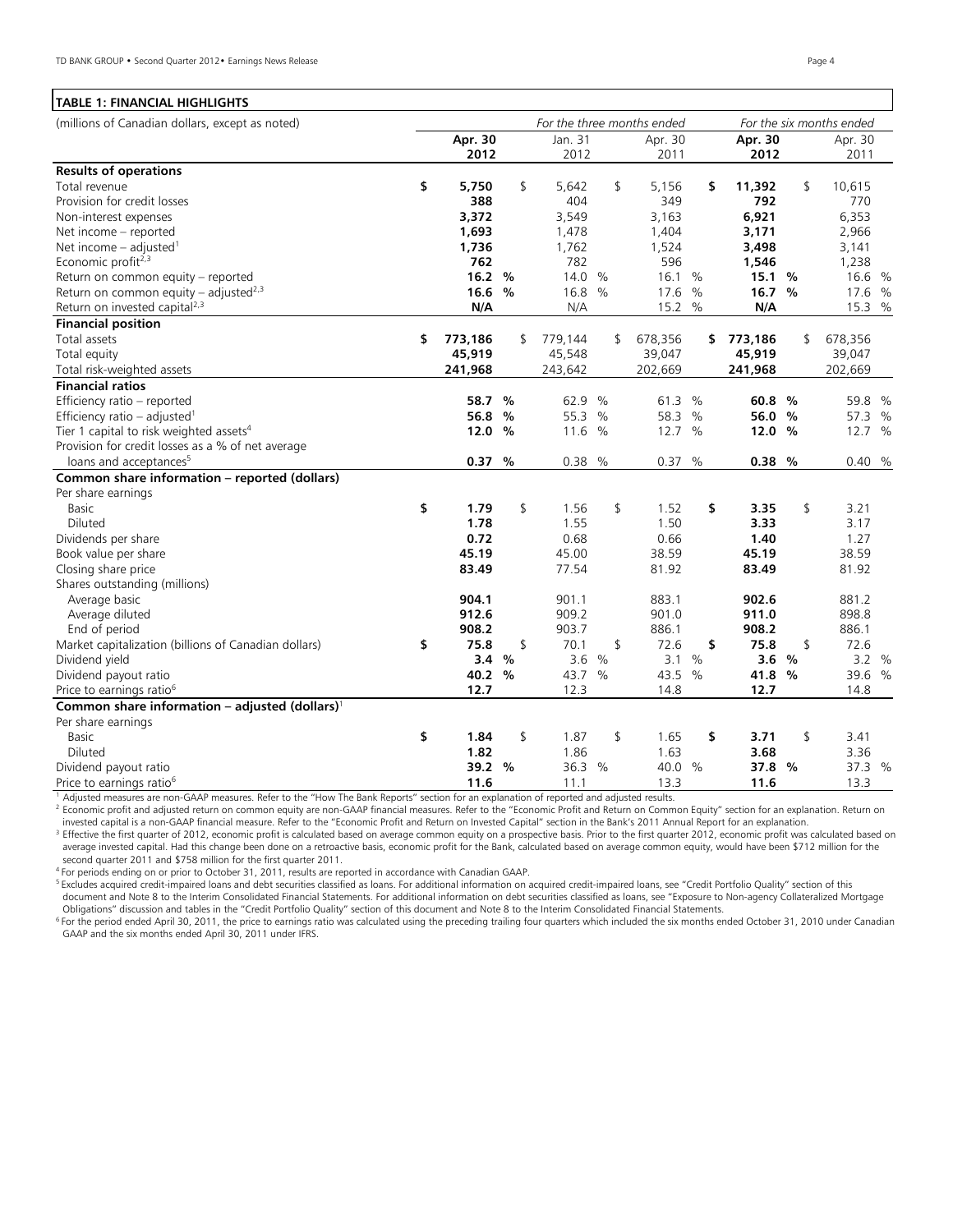## TABLE 1: FINANCIAL HIGHLIGHTS

| (millions of Canadian dollars, except as noted) | For the three months ended | | | For the six months ended | |
|---|---|---|---|---|---|
| | **Apr. 30 2012** | Jan. 31 2012 | Apr. 30 2011 | **Apr. 30 2012** | Apr. 30 2011 |
| **Results of operations** | | | | | |
| Total revenue | **$ 5,750** | $ 5,642 | $ 5,156 | **$ 11,392** | $ 10,615 |
| Provision for credit losses | **388** | 404 | 349 | **792** | 770 |
| Non-interest expenses | **3,372** | 3,549 | 3,163 | **6,921** | 6,353 |
| Net income – reported | **1,693** | 1,478 | 1,404 | **3,171** | 2,966 |
| Net income – adjusted[1] | **1,736** | 1,762 | 1,524 | **3,498** | 3,141 |
| Economic profit[2,3] | **762** | 782 | 596 | **1,546** | 1,238 |
| Return on common equity – reported | **16.2 %** | 14.0 % | 16.1 % | **15.1 %** | 16.6 % |
| Return on common equity – adjusted[2,3] | **16.6 %** | 16.8 % | 17.6 % | **16.7 %** | 17.6 % |
| Return on invested capital[2,3] | **N/A** | N/A | 15.2 % | **N/A** | 15.3 % |
| **Financial position** | | | | | |
| Total assets | **$ 773,186** | $ 779,144 | $ 678,356 | **$ 773,186** | $ 678,356 |
| Total equity | **45,919** | 45,548 | 39,047 | **45,919** | 39,047 |
| Total risk-weighted assets | **241,968** | 243,642 | 202,669 | **241,968** | 202,669 |
| **Financial ratios** | | | | | |
| Efficiency ratio – reported | **58.7 %** | 62.9 % | 61.3 % | **60.8 %** | 59.8 % |
| Efficiency ratio – adjusted[1] | **56.8 %** | 55.3 % | 58.3 % | **56.0 %** | 57.3 % |
| Tier 1 capital to risk weighted assets[4] | **12.0 %** | 11.6 % | 12.7 % | **12.0 %** | 12.7 % |
| Provision for credit losses as a % of net average loans and acceptances[5] | **0.37 %** | 0.38 % | 0.37 % | **0.38 %** | 0.40 % |
| **Common share information – reported (dollars)** | | | | | |
| Per share earnings | | | | | |
| Basic | **$ 1.79** | $ 1.56 | $ 1.52 | **$ 3.35** | $ 3.21 |
| Diluted | **1.78** | 1.55 | 1.50 | **3.33** | 3.17 |
| Dividends per share | **0.72** | 0.68 | 0.66 | **1.40** | 1.27 |
| Book value per share | **45.19** | 45.00 | 38.59 | **45.19** | 38.59 |
| Closing share price | **83.49** | 77.54 | 81.92 | **83.49** | 81.92 |
| Shares outstanding (millions) | | | | | |
| Average basic | **904.1** | 901.1 | 883.1 | **902.6** | 881.2 |
| Average diluted | **912.6** | 909.2 | 901.0 | **911.0** | 898.8 |
| End of period | **908.2** | 903.7 | 886.1 | **908.2** | 886.1 |
| Market capitalization (billions of Canadian dollars) | **$ 75.8** | $ 70.1 | $ 72.6 | **$ 75.8** | $ 72.6 |
| Dividend yield | **3.4 %** | 3.6 % | 3.1 % | **3.6 %** | 3.2 % |
| Dividend payout ratio | **40.2 %** | 43.7 % | 43.5 % | **41.8 %** | 39.6 % |
| Price to earnings ratio[6] | **12.7** | 12.3 | 14.8 | **12.7** | 14.8 |
| **Common share information – adjusted (dollars)[1]** | | | | | |
| Per share earnings | | | | | |
| Basic | **$ 1.84** | $ 1.87 | $ 1.65 | **$ 3.71** | $ 3.41 |
| Diluted | **1.82** | 1.86 | 1.63 | **3.68** | 3.36 |
| Dividend payout ratio | **39.2 %** | 36.3 % | 40.0 % | **37.8 %** | 37.3 % |
| Price to earnings ratio[6] | **11.6** | 11.1 | 13.3 | **11.6** | 13.3 |

[1] Adjusted measures are non-GAAP measures. Refer to the "How The Bank Reports" section for an explanation of reported and adjusted results.

[2] Economic profit and adjusted return on common equity are non-GAAP financial measures. Refer to the "Economic Profit and Return on Common Equity" section for an explanation. Return on invested capital is a non-GAAP financial measure. Refer to the "Economic Profit and Return on Invested Capital" section in the Bank's 2011 Annual Report for an explanation.

[3] Effective the first quarter of 2012, economic profit is calculated based on average common equity on a prospective basis. Prior to the first quarter 2012, economic profit was calculated based on average invested capital. Had this change been done on a retroactive basis, economic profit for the Bank, calculated based on average common equity, would have been $712 million for the second quarter 2011 and $758 million for the first quarter 2011.

[4] For periods ending on or prior to October 31, 2011, results are reported in accordance with Canadian GAAP.

[5] Excludes acquired credit-impaired loans and debt securities classified as loans. For additional information on acquired credit-impaired loans, see "Credit Portfolio Quality" section of this document and Note 8 to the Interim Consolidated Financial Statements. For additional information on debt securities classified as loans, see "Exposure to Non-agency Collateralized Mortgage Obligations" discussion and tables in the "Credit Portfolio Quality" section of this document and Note 8 to the Interim Consolidated Financial Statements.

[6] For the period ended April 30, 2011, the price to earnings ratio was calculated using the preceding trailing four quarters which included the six months ended October 31, 2010 under Canadian GAAP and the six months ended April 30, 2011 under IFRS.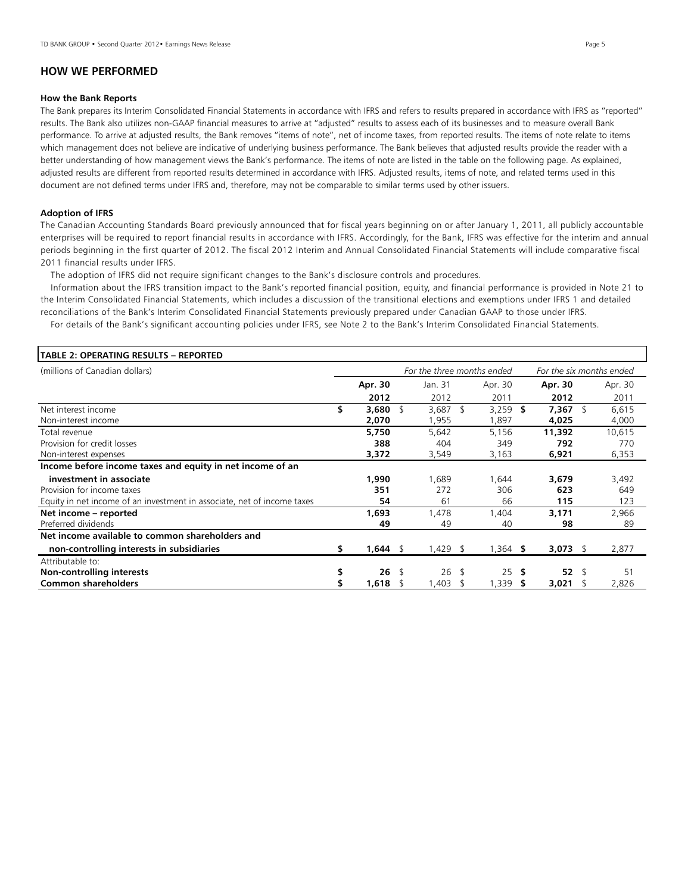## HOW WE PERFORMED

**How the Bank Reports**

The Bank prepares its Interim Consolidated Financial Statements in accordance with IFRS and refers to results prepared in accordance with IFRS as "reported" results. The Bank also utilizes non-GAAP financial measures to arrive at "adjusted" results to assess each of its businesses and to measure overall Bank performance. To arrive at adjusted results, the Bank removes "items of note", net of income taxes, from reported results. The items of note relate to items which management does not believe are indicative of underlying business performance. The Bank believes that adjusted results provide the reader with a better understanding of how management views the Bank's performance. The items of note are listed in the table on the following page. As explained, adjusted results are different from reported results determined in accordance with IFRS. Adjusted results, items of note, and related terms used in this document are not defined terms under IFRS and, therefore, may not be comparable to similar terms used by other issuers.

**Adoption of IFRS**

The Canadian Accounting Standards Board previously announced that for fiscal years beginning on or after January 1, 2011, all publicly accountable enterprises will be required to report financial results in accordance with IFRS. Accordingly, for the Bank, IFRS was effective for the interim and annual periods beginning in the first quarter of 2012. The fiscal 2012 Interim and Annual Consolidated Financial Statements will include comparative fiscal 2011 financial results under IFRS.

The adoption of IFRS did not require significant changes to the Bank's disclosure controls and procedures.

Information about the IFRS transition impact to the Bank's reported financial position, equity, and financial performance is provided in Note 21 to the Interim Consolidated Financial Statements, which includes a discussion of the transitional elections and exemptions under IFRS 1 and detailed reconciliations of the Bank's Interim Consolidated Financial Statements previously prepared under Canadian GAAP to those under IFRS.

For details of the Bank's significant accounting policies under IFRS, see Note 2 to the Bank's Interim Consolidated Financial Statements.

**TABLE 2: OPERATING RESULTS – REPORTED**

| (millions of Canadian dollars) | *For the three months ended* | | | *For the six months ended* | |
|---|---|---|---|---|---|
| | **Apr. 30 2012** | Jan. 31 2012 | Apr. 30 2011 | **Apr. 30 2012** | Apr. 30 2011 |
| Net interest income | **$ 3,680** | $ 3,687 | $ 3,259 | **$ 7,367** | $ 6,615 |
| Non-interest income | **2,070** | 1,955 | 1,897 | **4,025** | 4,000 |
| Total revenue | **5,750** | 5,642 | 5,156 | **11,392** | 10,615 |
| Provision for credit losses | **388** | 404 | 349 | **792** | 770 |
| Non-interest expenses | **3,372** | 3,549 | 3,163 | **6,921** | 6,353 |
| **Income before income taxes and equity in net income of an investment in associate** | **1,990** | 1,689 | 1,644 | **3,679** | 3,492 |
| Provision for income taxes | **351** | 272 | 306 | **623** | 649 |
| Equity in net income of an investment in associate, net of income taxes | **54** | 61 | 66 | **115** | 123 |
| **Net income – reported** | **1,693** | 1,478 | 1,404 | **3,171** | 2,966 |
| Preferred dividends | **49** | 49 | 40 | **98** | 89 |
| **Net income available to common shareholders and non-controlling interests in subsidiaries** | **$ 1,644** | $ 1,429 | $ 1,364 | **$ 3,073** | $ 2,877 |
| Attributable to: | | | | | |
| **Non-controlling interests** | **$ 26** | $ 26 | $ 25 | **$ 52** | $ 51 |
| **Common shareholders** | **$ 1,618** | $ 1,403 | $ 1,339 | **$ 3,021** | $ 2,826 |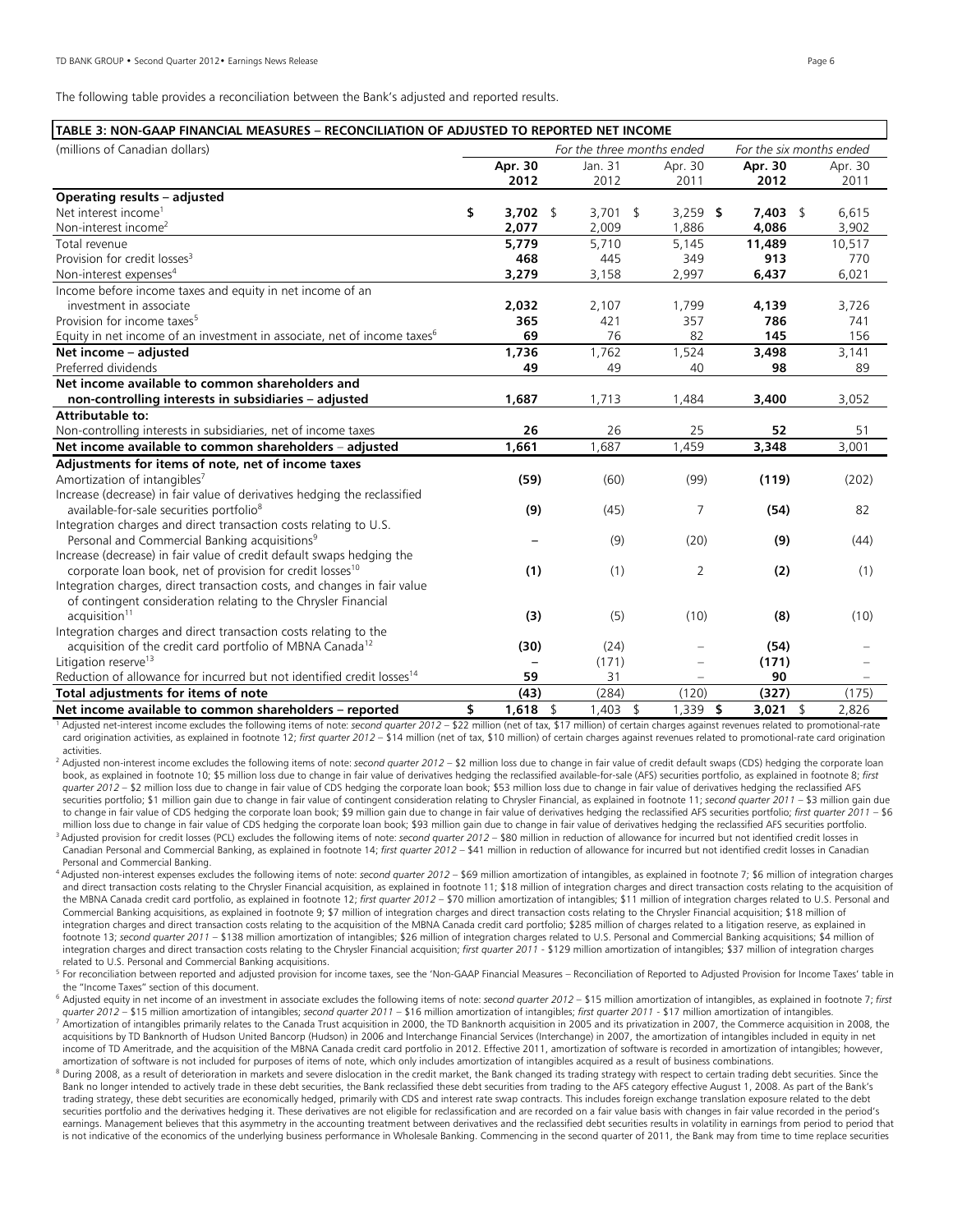The following table provides a reconciliation between the Bank's adjusted and reported results.

**TABLE 3: NON-GAAP FINANCIAL MEASURES – RECONCILIATION OF ADJUSTED TO REPORTED NET INCOME**

| (millions of Canadian dollars) | *For the three months ended* | | | *For the six months ended* | |
|---|---|---|---|---|---|
| | **Apr. 30 2012** | Jan. 31 2012 | Apr. 30 2011 | **Apr. 30 2012** | Apr. 30 2011 |
| **Operating results – adjusted** | | | | | |
| Net interest income[1] | **$ 3,702** | $ 3,701 | $ 3,259 | **$ 7,403** | $ 6,615 |
| Non-interest income[2] | **2,077** | 2,009 | 1,886 | **4,086** | 3,902 |
| Total revenue | **5,779** | 5,710 | 5,145 | **11,489** | 10,517 |
| Provision for credit losses[3] | **468** | 445 | 349 | **913** | 770 |
| Non-interest expenses[4] | **3,279** | 3,158 | 2,997 | **6,437** | 6,021 |
| Income before income taxes and equity in net income of an investment in associate | **2,032** | 2,107 | 1,799 | **4,139** | 3,726 |
| Provision for income taxes[5] | **365** | 421 | 357 | **786** | 741 |
| Equity in net income of an investment in associate, net of income taxes[6] | **69** | 76 | 82 | **145** | 156 |
| **Net income – adjusted** | **1,736** | 1,762 | 1,524 | **3,498** | 3,141 |
| Preferred dividends | **49** | 49 | 40 | **98** | 89 |
| **Net income available to common shareholders and non-controlling interests in subsidiaries – adjusted** | **1,687** | 1,713 | 1,484 | **3,400** | 3,052 |
| **Attributable to:** | | | | | |
| Non-controlling interests in subsidiaries, net of income taxes | **26** | 26 | 25 | **52** | 51 |
| **Net income available to common shareholders – adjusted** | **1,661** | 1,687 | 1,459 | **3,348** | 3,001 |
| **Adjustments for items of note, net of income taxes** | | | | | |
| Amortization of intangibles[7] | **(59)** | (60) | (99) | **(119)** | (202) |
| Increase (decrease) in fair value of derivatives hedging the reclassified available-for-sale securities portfolio[8] | **(9)** | (45) | 7 | **(54)** | 82 |
| Integration charges and direct transaction costs relating to U.S. Personal and Commercial Banking acquisitions[9] | **–** | (9) | (20) | **(9)** | (44) |
| Increase (decrease) in fair value of credit default swaps hedging the corporate loan book, net of provision for credit losses[10] | **(1)** | (1) | 2 | **(2)** | (1) |
| Integration charges, direct transaction costs, and changes in fair value of contingent consideration relating to the Chrysler Financial acquisition[11] | **(3)** | (5) | (10) | **(8)** | (10) |
| Integration charges and direct transaction costs relating to the acquisition of the credit card portfolio of MBNA Canada[12] | **(30)** | (24) | – | **(54)** | – |
| Litigation reserve[13] | **–** | (171) | – | **(171)** | – |
| Reduction of allowance for incurred but not identified credit losses[14] | **59** | 31 | – | **90** | – |
| **Total adjustments for items of note** | **(43)** | (284) | (120) | **(327)** | (175) |
| **Net income available to common shareholders – reported** | **$ 1,618** | $ 1,403 | $ 1,339 | **$ 3,021** | $ 2,826 |

[1] Adjusted net-interest income excludes the following items of note: *second quarter 2012* – $22 million (net of tax, $17 million) of certain charges against revenues related to promotional-rate card origination activities, as explained in footnote 12; *first quarter 2012* – $14 million (net of tax, $10 million) of certain charges against revenues related to promotional-rate card origination activities.

[2] Adjusted non-interest income excludes the following items of note: *second quarter 2012* – $2 million loss due to change in fair value of credit default swaps (CDS) hedging the corporate loan book, as explained in footnote 10; $5 million loss due to change in fair value of derivatives hedging the reclassified available-for-sale (AFS) securities portfolio, as explained in footnote 8; *first quarter 2012* – $2 million loss due to change in fair value of CDS hedging the corporate loan book; $53 million loss due to change in fair value of derivatives hedging the reclassified AFS securities portfolio; $1 million gain due to change in fair value of contingent consideration relating to Chrysler Financial, as explained in footnote 11; *second quarter 2011* – $3 million gain due to change in fair value of CDS hedging the corporate loan book; $9 million gain due to change in fair value of derivatives hedging the reclassified AFS securities portfolio; *first quarter 2011* – $6 million loss due to change in fair value of CDS hedging the corporate loan book; $93 million gain due to change in fair value of derivatives hedging the reclassified AFS securities portfolio.

[3] Adjusted provision for credit losses (PCL) excludes the following items of note: *second quarter 2012* – $80 million in reduction of allowance for incurred but not identified credit losses in Canadian Personal and Commercial Banking, as explained in footnote 14; *first quarter 2012* – $41 million in reduction of allowance for incurred but not identified credit losses in Canadian Personal and Commercial Banking.

[4] Adjusted non-interest expenses excludes the following items of note: *second quarter 2012* – $69 million amortization of intangibles, as explained in footnote 7; $6 million of integration charges and direct transaction costs relating to the Chrysler Financial acquisition, as explained in footnote 11; $18 million of integration charges and direct transaction costs relating to the acquisition of the MBNA Canada credit card portfolio, as explained in footnote 12; *first quarter 2012* – $70 million amortization of intangibles; $11 million of integration charges related to U.S. Personal and Commercial Banking acquisitions, as explained in footnote 9; $7 million of integration charges and direct transaction costs relating to the Chrysler Financial acquisition; $18 million of integration charges and direct transaction costs relating to the acquisition of the MBNA Canada credit card portfolio; $285 million of charges related to a litigation reserve, as explained in footnote 13; *second quarter 2011* – $138 million amortization of intangibles; $26 million of integration charges related to U.S. Personal and Commercial Banking acquisitions; $4 million of integration charges and direct transaction costs relating to the Chrysler Financial acquisition; *first quarter 2011* - $129 million amortization of intangibles; $37 million of integration charges related to U.S. Personal and Commercial Banking acquisitions.

[5] For reconciliation between reported and adjusted provision for income taxes, see the 'Non-GAAP Financial Measures – Reconciliation of Reported to Adjusted Provision for Income Taxes' table in the "Income Taxes" section of this document.

[6] Adjusted equity in net income of an investment in associate excludes the following items of note: *second quarter 2012* – $15 million amortization of intangibles, as explained in footnote 7; *first quarter 2012* – $15 million amortization of intangibles; *second quarter 2011* – $16 million amortization of intangibles; *first quarter 2011* - $17 million amortization of intangibles.

[7] Amortization of intangibles primarily relates to the Canada Trust acquisition in 2000, the TD Banknorth acquisition in 2005 and its privatization in 2007, the Commerce acquisition in 2008, the acquisitions by TD Banknorth of Hudson United Bancorp (Hudson) in 2006 and Interchange Financial Services (Interchange) in 2007, the amortization of intangibles included in equity in net income of TD Ameritrade, and the acquisition of the MBNA Canada credit card portfolio in 2012. Effective 2011, amortization of software is recorded in amortization of intangibles; however, amortization of software is not included for purposes of items of note, which only includes amortization of intangibles acquired as a result of business combinations.

[8] During 2008, as a result of deterioration in markets and severe dislocation in the credit market, the Bank changed its trading strategy with respect to certain trading debt securities. Since the Bank no longer intended to actively trade in these debt securities, the Bank reclassified these debt securities from trading to the AFS category effective August 1, 2008. As part of the Bank's trading strategy, these debt securities are economically hedged, primarily with CDS and interest rate swap contracts. This includes foreign exchange translation exposure related to the debt securities portfolio and the derivatives hedging it. These derivatives are not eligible for reclassification and are recorded on a fair value basis with changes in fair value recorded in the period's earnings. Management believes that this asymmetry in the accounting treatment between derivatives and the reclassified debt securities results in volatility in earnings from period to period that is not indicative of the economics of the underlying business performance in Wholesale Banking. Commencing in the second quarter of 2011, the Bank may from time to time replace securities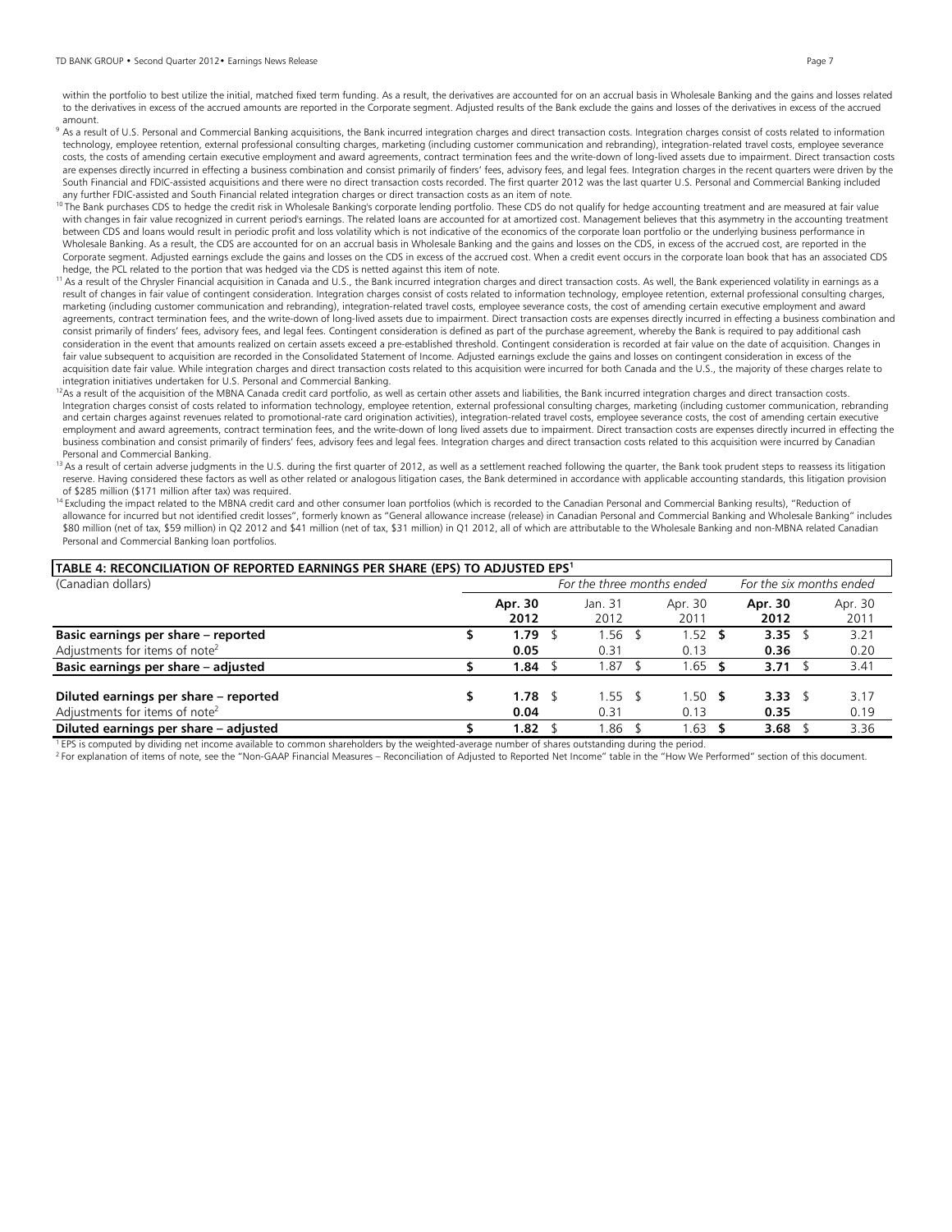within the portfolio to best utilize the initial, matched fixed term funding. As a result, the derivatives are accounted for on an accrual basis in Wholesale Banking and the gains and losses related to the derivatives in excess of the accrued amounts are reported in the Corporate segment. Adjusted results of the Bank exclude the gains and losses of the derivatives in excess of the accrued amount.

[9] As a result of U.S. Personal and Commercial Banking acquisitions, the Bank incurred integration charges and direct transaction costs. Integration charges consist of costs related to information technology, employee retention, external professional consulting charges, marketing (including customer communication and rebranding), integration-related travel costs, employee severance costs, the costs of amending certain executive employment and award agreements, contract termination fees and the write-down of long-lived assets due to impairment. Direct transaction costs are expenses directly incurred in effecting a business combination and consist primarily of finders' fees, advisory fees, and legal fees. Integration charges in the recent quarters were driven by the South Financial and FDIC-assisted acquisitions and there were no direct transaction costs recorded. The first quarter 2012 was the last quarter U.S. Personal and Commercial Banking included any further FDIC-assisted and South Financial related integration charges or direct transaction costs as an item of note.

[10] The Bank purchases CDS to hedge the credit risk in Wholesale Banking's corporate lending portfolio. These CDS do not qualify for hedge accounting treatment and are measured at fair value with changes in fair value recognized in current period's earnings. The related loans are accounted for at amortized cost. Management believes that this asymmetry in the accounting treatment between CDS and loans would result in periodic profit and loss volatility which is not indicative of the economics of the corporate loan portfolio or the underlying business performance in Wholesale Banking. As a result, the CDS are accounted for on an accrual basis in Wholesale Banking and the gains and losses on the CDS, in excess of the accrued cost, are reported in the Corporate segment. Adjusted earnings exclude the gains and losses on the CDS in excess of the accrued cost. When a credit event occurs in the corporate loan book that has an associated CDS hedge, the PCL related to the portion that was hedged via the CDS is netted against this item of note.

[11] As a result of the Chrysler Financial acquisition in Canada and U.S., the Bank incurred integration charges and direct transaction costs. As well, the Bank experienced volatility in earnings as a result of changes in fair value of contingent consideration. Integration charges consist of costs related to information technology, employee retention, external professional consulting charges, marketing (including customer communication and rebranding), integration-related travel costs, employee severance costs, the cost of amending certain executive employment and award agreements, contract termination fees, and the write-down of long-lived assets due to impairment. Direct transaction costs are expenses directly incurred in effecting a business combination and consist primarily of finders' fees, advisory fees, and legal fees. Contingent consideration is defined as part of the purchase agreement, whereby the Bank is required to pay additional cash consideration in the event that amounts realized on certain assets exceed a pre-established threshold. Contingent consideration is recorded at fair value on the date of acquisition. Changes in fair value subsequent to acquisition are recorded in the Consolidated Statement of Income. Adjusted earnings exclude the gains and losses on contingent consideration in excess of the acquisition date fair value. While integration charges and direct transaction costs related to this acquisition were incurred for both Canada and the U.S., the majority of these charges relate to integration initiatives undertaken for U.S. Personal and Commercial Banking.

[12] As a result of the acquisition of the MBNA Canada credit card portfolio, as well as certain other assets and liabilities, the Bank incurred integration charges and direct transaction costs. Integration charges consist of costs related to information technology, employee retention, external professional consulting charges, marketing (including customer communication, rebranding and certain charges against revenues related to promotional-rate card origination activities), integration-related travel costs, employee severance costs, the cost of amending certain executive employment and award agreements, contract termination fees, and the write-down of long lived assets due to impairment. Direct transaction costs are expenses directly incurred in effecting the business combination and consist primarily of finders' fees, advisory fees and legal fees. Integration charges and direct transaction costs related to this acquisition were incurred by Canadian Personal and Commercial Banking.

[13] As a result of certain adverse judgments in the U.S. during the first quarter of 2012, as well as a settlement reached following the quarter, the Bank took prudent steps to reassess its litigation reserve. Having considered these factors as well as other related or analogous litigation cases, the Bank determined in accordance with applicable accounting standards, this litigation provision of $285 million ($171 million after tax) was required.

[14] Excluding the impact related to the MBNA credit card and other consumer loan portfolios (which is recorded to the Canadian Personal and Commercial Banking results), "Reduction of allowance for incurred but not identified credit losses", formerly known as "General allowance increase (release) in Canadian Personal and Commercial Banking and Wholesale Banking" includes $80 million (net of tax, $59 million) in Q2 2012 and $41 million (net of tax, $31 million) in Q1 2012, all of which are attributable to the Wholesale Banking and non-MBNA related Canadian Personal and Commercial Banking loan portfolios.

**TABLE 4: RECONCILIATION OF REPORTED EARNINGS PER SHARE (EPS) TO ADJUSTED EPS[1]**

| (Canadian dollars) | *For the three months ended* | | | *For the six months ended* | |
|---|---|---|---|---|---|
| | **Apr. 30 2012** | Jan. 31 2012 | Apr. 30 2011 | **Apr. 30 2012** | Apr. 30 2011 |
| **Basic earnings per share – reported** | **$ 1.79** | $ 1.56 | $ 1.52 | **$ 3.35** | $ 3.21 |
| Adjustments for items of note[2] | **0.05** | 0.31 | 0.13 | **0.36** | 0.20 |
| **Basic earnings per share – adjusted** | **$ 1.84** | $ 1.87 | $ 1.65 | **$ 3.71** | $ 3.41 |
| **Diluted earnings per share – reported** | **$ 1.78** | $ 1.55 | $ 1.50 | **$ 3.33** | $ 3.17 |
| Adjustments for items of note[2] | **0.04** | 0.31 | 0.13 | **0.35** | 0.19 |
| **Diluted earnings per share – adjusted** | **$ 1.82** | $ 1.86 | $ 1.63 | **$ 3.68** | $ 3.36 |

[1] EPS is computed by dividing net income available to common shareholders by the weighted-average number of shares outstanding during the period.

[2] For explanation of items of note, see the "Non-GAAP Financial Measures – Reconciliation of Adjusted to Reported Net Income" table in the "How We Performed" section of this document.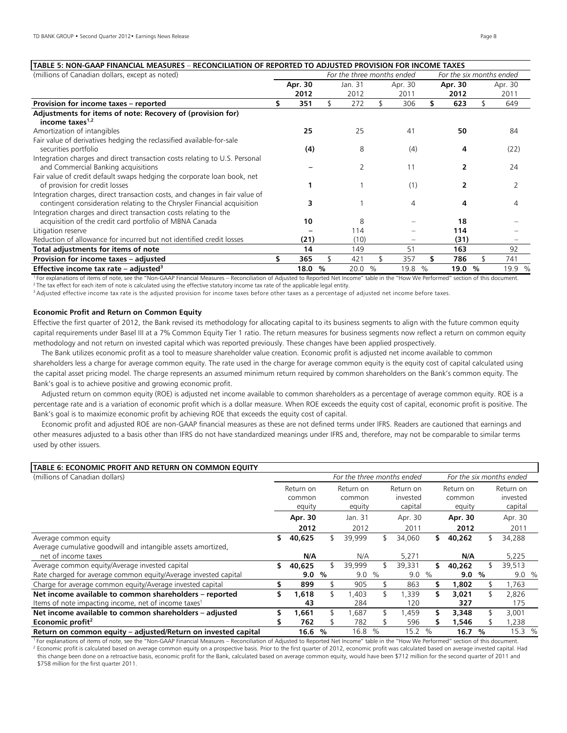**TABLE 5: NON-GAAP FINANCIAL MEASURES – RECONCILIATION OF REPORTED TO ADJUSTED PROVISION FOR INCOME TAXES**

| (millions of Canadian dollars, except as noted) | *For the three months ended* | | | *For the six months ended* | |
|---|---|---|---|---|---|
| | **Apr. 30 2012** | Jan. 31 2012 | Apr. 30 2011 | **Apr. 30 2012** | Apr. 30 2011 |
| **Provision for income taxes – reported** | **$ 351** | $ 272 | $ 306 | **$ 623** | $ 649 |
| **Adjustments for items of note: Recovery of (provision for) income taxes[1,2]** | | | | | |
| Amortization of intangibles | **25** | 25 | 41 | **50** | 84 |
| Fair value of derivatives hedging the reclassified available-for-sale securities portfolio | **(4)** | 8 | (4) | **4** | (22) |
| Integration charges and direct transaction costs relating to U.S. Personal and Commercial Banking acquisitions | **–** | 2 | 11 | **2** | 24 |
| Fair value of credit default swaps hedging the corporate loan book, net of provision for credit losses | **1** | 1 | (1) | **2** | 2 |
| Integration charges, direct transaction costs, and changes in fair value of contingent consideration relating to the Chrysler Financial acquisition | **3** | 1 | 4 | **4** | 4 |
| Integration charges and direct transaction costs relating to the acquisition of the credit card portfolio of MBNA Canada | **10** | 8 | – | **18** | – |
| Litigation reserve | **–** | 114 | – | **114** | – |
| Reduction of allowance for incurred but not identified credit losses | **(21)** | (10) | – | **(31)** | – |
| **Total adjustments for items of note** | **14** | 149 | 51 | **163** | 92 |
| **Provision for income taxes – adjusted** | **$ 365** | $ 421 | $ 357 | **$ 786** | $ 741 |
| **Effective income tax rate – adjusted[3]** | **18.0 %** | 20.0 % | 19.8 % | **19.0 %** | 19.9 % |

[1] For explanations of items of note, see the "Non-GAAP Financial Measures – Reconciliation of Adjusted to Reported Net Income" table in the "How We Performed" section of this document.
[2] The tax effect for each item of note is calculated using the effective statutory income tax rate of the applicable legal entity.
[3] Adjusted effective income tax rate is the adjusted provision for income taxes before other taxes as a percentage of adjusted net income before taxes.

**Economic Profit and Return on Common Equity**

Effective the first quarter of 2012, the Bank revised its methodology for allocating capital to its business segments to align with the future common equity capital requirements under Basel III at a 7% Common Equity Tier 1 ratio. The return measures for business segments now reflect a return on common equity methodology and not return on invested capital which was reported previously. These changes have been applied prospectively.

The Bank utilizes economic profit as a tool to measure shareholder value creation. Economic profit is adjusted net income available to common shareholders less a charge for average common equity. The rate used in the charge for average common equity is the equity cost of capital calculated using the capital asset pricing model. The charge represents an assumed minimum return required by common shareholders on the Bank's common equity. The Bank's goal is to achieve positive and growing economic profit.

Adjusted return on common equity (ROE) is adjusted net income available to common shareholders as a percentage of average common equity. ROE is a percentage rate and is a variation of economic profit which is a dollar measure. When ROE exceeds the equity cost of capital, economic profit is positive. The Bank's goal is to maximize economic profit by achieving ROE that exceeds the equity cost of capital.

Economic profit and adjusted ROE are non-GAAP financial measures as these are not defined terms under IFRS. Readers are cautioned that earnings and other measures adjusted to a basis other than IFRS do not have standardized meanings under IFRS and, therefore, may not be comparable to similar terms used by other issuers.

**TABLE 6: ECONOMIC PROFIT AND RETURN ON COMMON EQUITY**

| (millions of Canadian dollars) | *For the three months ended* | | | *For the six months ended* | |
|---|---|---|---|---|---|
| | Return on common equity | Return on common equity | Return on invested capital | Return on common equity | Return on invested capital |
| | **Apr. 30 2012** | Jan. 31 2012 | Apr. 30 2011 | **Apr. 30 2012** | Apr. 30 2011 |
| Average common equity | **$ 40,625** | $ 39,999 | $ 34,060 | **$ 40,262** | $ 34,288 |
| Average cumulative goodwill and intangible assets amortized, net of income taxes | **N/A** | N/A | 5,271 | **N/A** | 5,225 |
| Average common equity/Average invested capital | **$ 40,625** | $ 39,999 | $ 39,331 | **$ 40,262** | $ 39,513 |
| Rate charged for average common equity/Average invested capital | **9.0 %** | 9.0 % | 9.0 % | **9.0 %** | 9.0 % |
| Charge for average common equity/Average invested capital | **$ 899** | $ 905 | $ 863 | **$ 1,802** | $ 1,763 |
| **Net income available to common shareholders – reported** | **$ 1,618** | $ 1,403 | $ 1,339 | **$ 3,021** | $ 2,826 |
| Items of note impacting income, net of income taxes[1] | **43** | 284 | 120 | **327** | 175 |
| **Net income available to common shareholders – adjusted** | **$ 1,661** | $ 1,687 | $ 1,459 | **$ 3,348** | $ 3,001 |
| **Economic profit[2]** | **$ 762** | $ 782 | $ 596 | **$ 1,546** | $ 1,238 |
| **Return on common equity – adjusted/Return on invested capital** | **16.6 %** | 16.8 % | 15.2 % | **16.7 %** | 15.3 % |

[1] For explanations of items of note, see the "Non-GAAP Financial Measures – Reconciliation of Adjusted to Reported Net Income" table in the "How We Performed" section of this document.
[2] Economic profit is calculated based on average common equity on a prospective basis. Prior to the first quarter of 2012, economic profit was calculated based on average invested capital. Had this change been done on a retroactive basis, economic profit for the Bank, calculated based on average common equity, would have been $712 million for the second quarter of 2011 and $758 million for the first quarter 2011.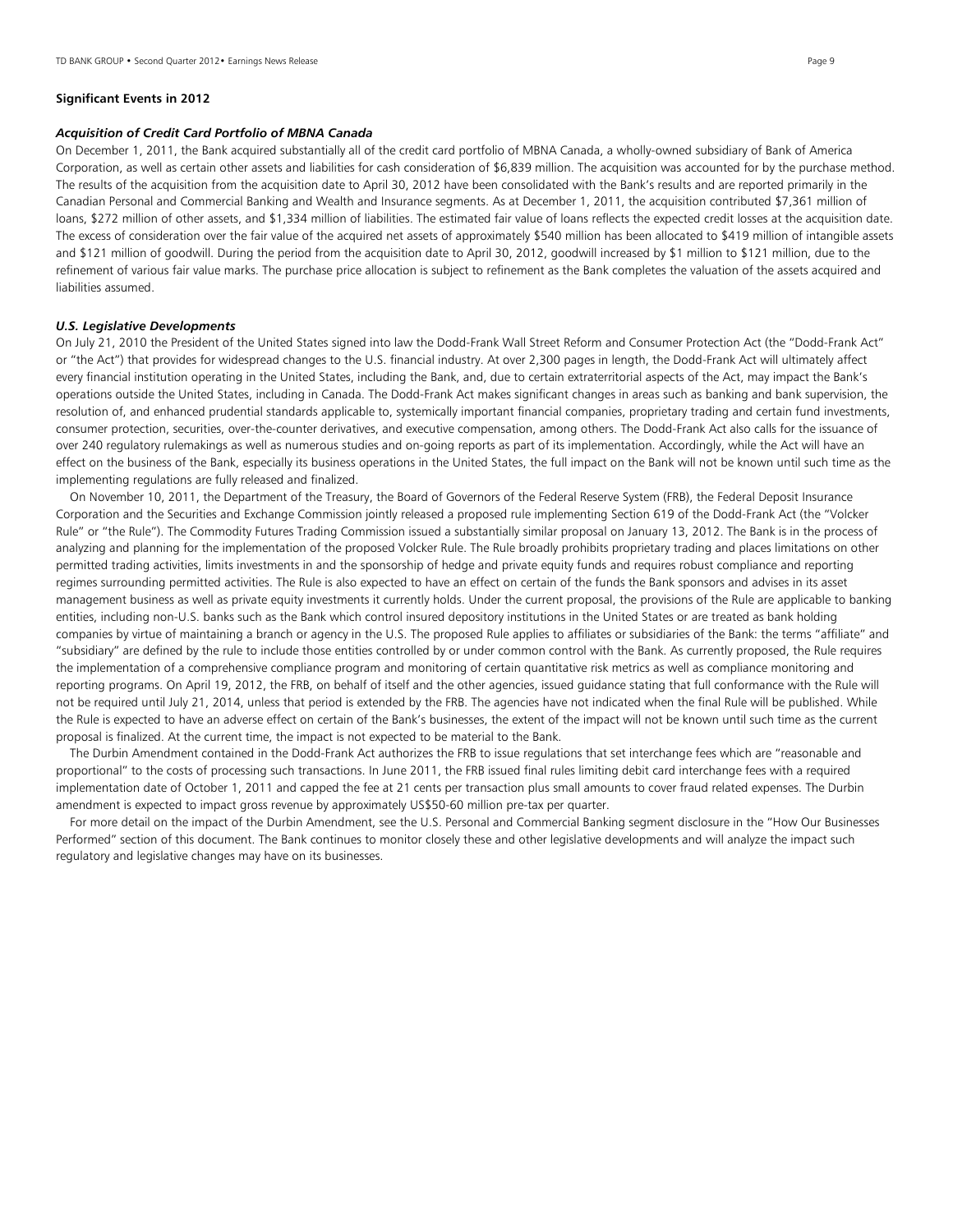**Significant Events in 2012**

***Acquisition of Credit Card Portfolio of MBNA Canada***

On December 1, 2011, the Bank acquired substantially all of the credit card portfolio of MBNA Canada, a wholly-owned subsidiary of Bank of America Corporation, as well as certain other assets and liabilities for cash consideration of $6,839 million. The acquisition was accounted for by the purchase method. The results of the acquisition from the acquisition date to April 30, 2012 have been consolidated with the Bank's results and are reported primarily in the Canadian Personal and Commercial Banking and Wealth and Insurance segments. As at December 1, 2011, the acquisition contributed $7,361 million of loans, $272 million of other assets, and $1,334 million of liabilities. The estimated fair value of loans reflects the expected credit losses at the acquisition date. The excess of consideration over the fair value of the acquired net assets of approximately $540 million has been allocated to $419 million of intangible assets and $121 million of goodwill. During the period from the acquisition date to April 30, 2012, goodwill increased by $1 million to $121 million, due to the refinement of various fair value marks. The purchase price allocation is subject to refinement as the Bank completes the valuation of the assets acquired and liabilities assumed.

***U.S. Legislative Developments***

On July 21, 2010 the President of the United States signed into law the Dodd-Frank Wall Street Reform and Consumer Protection Act (the "Dodd-Frank Act" or "the Act") that provides for widespread changes to the U.S. financial industry. At over 2,300 pages in length, the Dodd-Frank Act will ultimately affect every financial institution operating in the United States, including the Bank, and, due to certain extraterritorial aspects of the Act, may impact the Bank's operations outside the United States, including in Canada. The Dodd-Frank Act makes significant changes in areas such as banking and bank supervision, the resolution of, and enhanced prudential standards applicable to, systemically important financial companies, proprietary trading and certain fund investments, consumer protection, securities, over-the-counter derivatives, and executive compensation, among others. The Dodd-Frank Act also calls for the issuance of over 240 regulatory rulemakings as well as numerous studies and on-going reports as part of its implementation. Accordingly, while the Act will have an effect on the business of the Bank, especially its business operations in the United States, the full impact on the Bank will not be known until such time as the implementing regulations are fully released and finalized.

On November 10, 2011, the Department of the Treasury, the Board of Governors of the Federal Reserve System (FRB), the Federal Deposit Insurance Corporation and the Securities and Exchange Commission jointly released a proposed rule implementing Section 619 of the Dodd-Frank Act (the "Volcker Rule" or "the Rule"). The Commodity Futures Trading Commission issued a substantially similar proposal on January 13, 2012. The Bank is in the process of analyzing and planning for the implementation of the proposed Volcker Rule. The Rule broadly prohibits proprietary trading and places limitations on other permitted trading activities, limits investments in and the sponsorship of hedge and private equity funds and requires robust compliance and reporting regimes surrounding permitted activities. The Rule is also expected to have an effect on certain of the funds the Bank sponsors and advises in its asset management business as well as private equity investments it currently holds. Under the current proposal, the provisions of the Rule are applicable to banking entities, including non-U.S. banks such as the Bank which control insured depository institutions in the United States or are treated as bank holding companies by virtue of maintaining a branch or agency in the U.S. The proposed Rule applies to affiliates or subsidiaries of the Bank: the terms "affiliate" and "subsidiary" are defined by the rule to include those entities controlled by or under common control with the Bank. As currently proposed, the Rule requires the implementation of a comprehensive compliance program and monitoring of certain quantitative risk metrics as well as compliance monitoring and reporting programs. On April 19, 2012, the FRB, on behalf of itself and the other agencies, issued guidance stating that full conformance with the Rule will not be required until July 21, 2014, unless that period is extended by the FRB. The agencies have not indicated when the final Rule will be published. While the Rule is expected to have an adverse effect on certain of the Bank's businesses, the extent of the impact will not be known until such time as the current proposal is finalized. At the current time, the impact is not expected to be material to the Bank.

The Durbin Amendment contained in the Dodd-Frank Act authorizes the FRB to issue regulations that set interchange fees which are "reasonable and proportional" to the costs of processing such transactions. In June 2011, the FRB issued final rules limiting debit card interchange fees with a required implementation date of October 1, 2011 and capped the fee at 21 cents per transaction plus small amounts to cover fraud related expenses. The Durbin amendment is expected to impact gross revenue by approximately US$50-60 million pre-tax per quarter.

For more detail on the impact of the Durbin Amendment, see the U.S. Personal and Commercial Banking segment disclosure in the "How Our Businesses Performed" section of this document. The Bank continues to monitor closely these and other legislative developments and will analyze the impact such regulatory and legislative changes may have on its businesses.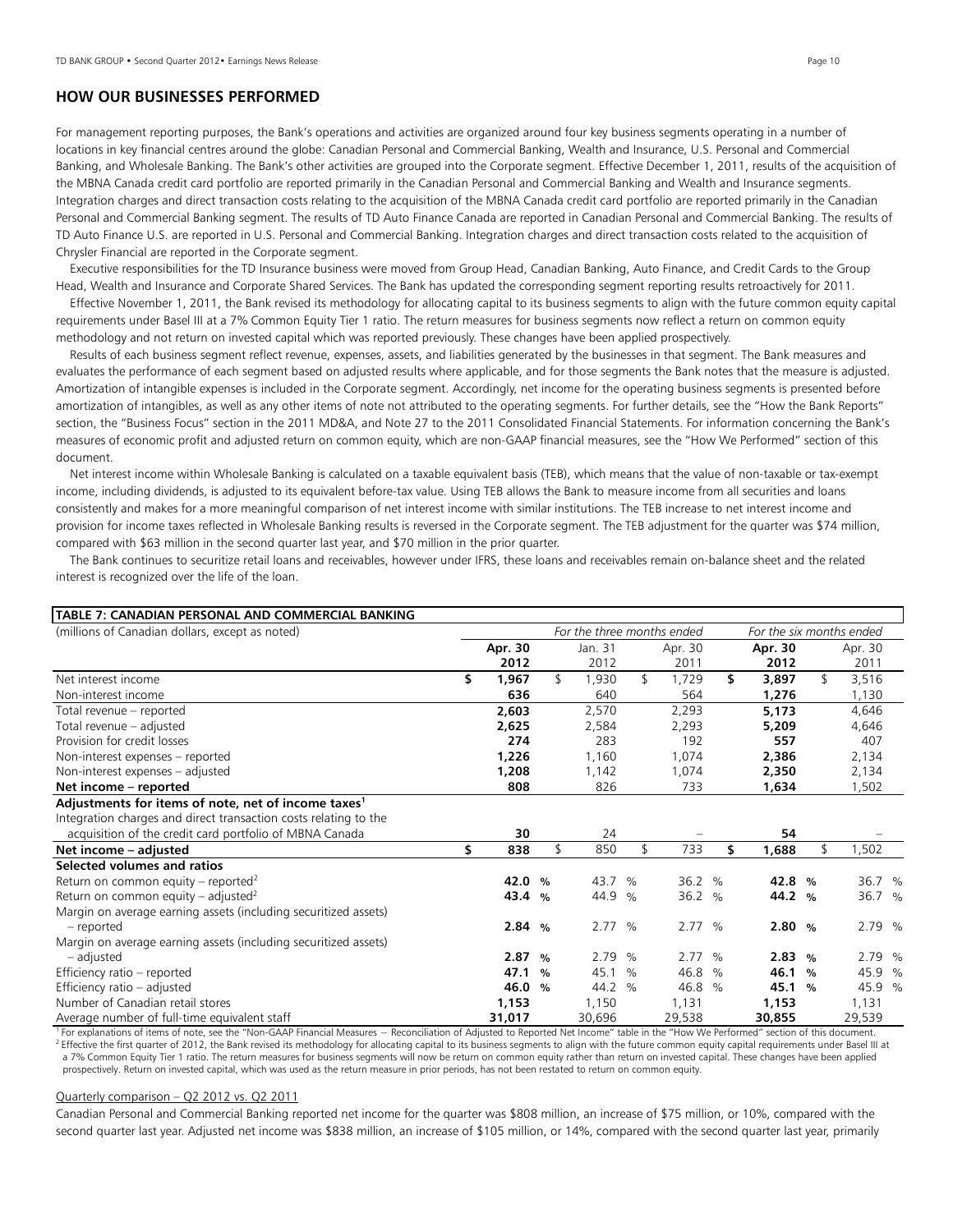## HOW OUR BUSINESSES PERFORMED

For management reporting purposes, the Bank's operations and activities are organized around four key business segments operating in a number of locations in key financial centres around the globe: Canadian Personal and Commercial Banking, Wealth and Insurance, U.S. Personal and Commercial Banking, and Wholesale Banking. The Bank's other activities are grouped into the Corporate segment. Effective December 1, 2011, results of the acquisition of the MBNA Canada credit card portfolio are reported primarily in the Canadian Personal and Commercial Banking and Wealth and Insurance segments. Integration charges and direct transaction costs relating to the acquisition of the MBNA Canada credit card portfolio are reported primarily in the Canadian Personal and Commercial Banking segment. The results of TD Auto Finance Canada are reported in Canadian Personal and Commercial Banking. The results of TD Auto Finance U.S. are reported in U.S. Personal and Commercial Banking. Integration charges and direct transaction costs related to the acquisition of Chrysler Financial are reported in the Corporate segment.

Executive responsibilities for the TD Insurance business were moved from Group Head, Canadian Banking, Auto Finance, and Credit Cards to the Group Head, Wealth and Insurance and Corporate Shared Services. The Bank has updated the corresponding segment reporting results retroactively for 2011.

Effective November 1, 2011, the Bank revised its methodology for allocating capital to its business segments to align with the future common equity capital requirements under Basel III at a 7% Common Equity Tier 1 ratio. The return measures for business segments now reflect a return on common equity methodology and not return on invested capital which was reported previously. These changes have been applied prospectively.

Results of each business segment reflect revenue, expenses, assets, and liabilities generated by the businesses in that segment. The Bank measures and evaluates the performance of each segment based on adjusted results where applicable, and for those segments the Bank notes that the measure is adjusted. Amortization of intangible expenses is included in the Corporate segment. Accordingly, net income for the operating business segments is presented before amortization of intangibles, as well as any other items of note not attributed to the operating segments. For further details, see the "How the Bank Reports" section, the "Business Focus" section in the 2011 MD&A, and Note 27 to the 2011 Consolidated Financial Statements. For information concerning the Bank's measures of economic profit and adjusted return on common equity, which are non-GAAP financial measures, see the "How We Performed" section of this document.

Net interest income within Wholesale Banking is calculated on a taxable equivalent basis (TEB), which means that the value of non-taxable or tax-exempt income, including dividends, is adjusted to its equivalent before-tax value. Using TEB allows the Bank to measure income from all securities and loans consistently and makes for a more meaningful comparison of net interest income with similar institutions. The TEB increase to net interest income and provision for income taxes reflected in Wholesale Banking results is reversed in the Corporate segment. The TEB adjustment for the quarter was $74 million, compared with $63 million in the second quarter last year, and $70 million in the prior quarter.

The Bank continues to securitize retail loans and receivables, however under IFRS, these loans and receivables remain on-balance sheet and the related interest is recognized over the life of the loan.

**TABLE 7: CANADIAN PERSONAL AND COMMERCIAL BANKING**

| (millions of Canadian dollars, except as noted) | *For the three months ended* | | | *For the six months ended* | |
|---|---|---|---|---|---|
| | **Apr. 30 2012** | Jan. 31 2012 | Apr. 30 2011 | **Apr. 30 2012** | Apr. 30 2011 |
| Net interest income | **$ 1,967** | $ 1,930 | $ 1,729 | **$ 3,897** | $ 3,516 |
| Non-interest income | **636** | 640 | 564 | **1,276** | 1,130 |
| Total revenue – reported | **2,603** | 2,570 | 2,293 | **5,173** | 4,646 |
| Total revenue – adjusted | **2,625** | 2,584 | 2,293 | **5,209** | 4,646 |
| Provision for credit losses | **274** | 283 | 192 | **557** | 407 |
| Non-interest expenses – reported | **1,226** | 1,160 | 1,074 | **2,386** | 2,134 |
| Non-interest expenses – adjusted | **1,208** | 1,142 | 1,074 | **2,350** | 2,134 |
| **Net income – reported** | **808** | 826 | 733 | **1,634** | 1,502 |
| **Adjustments for items of note, net of income taxes[1]** | | | | | |
| Integration charges and direct transaction costs relating to the acquisition of the credit card portfolio of MBNA Canada | **30** | 24 | – | **54** | – |
| **Net income – adjusted** | **$ 838** | $ 850 | $ 733 | **$ 1,688** | $ 1,502 |
| **Selected volumes and ratios** | | | | | |
| Return on common equity – reported[2] | **42.0 %** | 43.7 % | 36.2 % | **42.8 %** | 36.7 % |
| Return on common equity – adjusted[2] | **43.4 %** | 44.9 % | 36.2 % | **44.2 %** | 36.7 % |
| Margin on average earning assets (including securitized assets) – reported | **2.84 %** | 2.77 % | 2.77 % | **2.80 %** | 2.79 % |
| Margin on average earning assets (including securitized assets) – adjusted | **2.87 %** | 2.79 % | 2.77 % | **2.83 %** | 2.79 % |
| Efficiency ratio – reported | **47.1 %** | 45.1 % | 46.8 % | **46.1 %** | 45.9 % |
| Efficiency ratio – adjusted | **46.0 %** | 44.2 % | 46.8 % | **45.1 %** | 45.9 % |
| Number of Canadian retail stores | **1,153** | 1,150 | 1,131 | **1,153** | 1,131 |
| Average number of full-time equivalent staff | **31,017** | 30,696 | 29,538 | **30,855** | 29,539 |

[1] For explanations of items of note, see the "Non-GAAP Financial Measures – Reconciliation of Adjusted to Reported Net Income" table in the "How We Performed" section of this document.
[2] Effective the first quarter of 2012, the Bank revised its methodology for allocating capital to its business segments to align with the future common equity capital requirements under Basel III at a 7% Common Equity Tier 1 ratio. The return measures for business segments will now be return on common equity rather than return on invested capital. These changes have been applied prospectively. Return on invested capital, which was used as the return measure in prior periods, has not been restated to return on common equity.

Quarterly comparison – Q2 2012 vs. Q2 2011

Canadian Personal and Commercial Banking reported net income for the quarter was $808 million, an increase of $75 million, or 10%, compared with the second quarter last year. Adjusted net income was $838 million, an increase of $105 million, or 14%, compared with the second quarter last year, primarily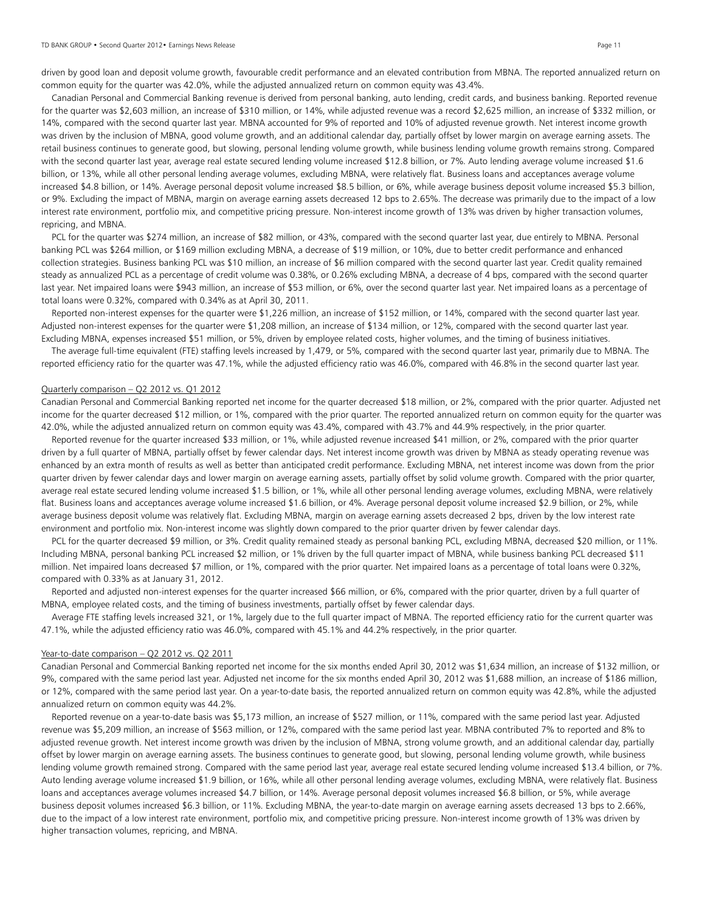driven by good loan and deposit volume growth, favourable credit performance and an elevated contribution from MBNA. The reported annualized return on common equity for the quarter was 42.0%, while the adjusted annualized return on common equity was 43.4%.

Canadian Personal and Commercial Banking revenue is derived from personal banking, auto lending, credit cards, and business banking. Reported revenue for the quarter was $2,603 million, an increase of $310 million, or 14%, while adjusted revenue was a record $2,625 million, an increase of $332 million, or 14%, compared with the second quarter last year. MBNA accounted for 9% of reported and 10% of adjusted revenue growth. Net interest income growth was driven by the inclusion of MBNA, good volume growth, and an additional calendar day, partially offset by lower margin on average earning assets. The retail business continues to generate good, but slowing, personal lending volume growth, while business lending volume growth remains strong. Compared with the second quarter last year, average real estate secured lending volume increased $12.8 billion, or 7%. Auto lending average volume increased $1.6 billion, or 13%, while all other personal lending average volumes, excluding MBNA, were relatively flat. Business loans and acceptances average volume increased $4.8 billion, or 14%. Average personal deposit volume increased $8.5 billion, or 6%, while average business deposit volume increased $5.3 billion, or 9%. Excluding the impact of MBNA, margin on average earning assets decreased 12 bps to 2.65%. The decrease was primarily due to the impact of a low interest rate environment, portfolio mix, and competitive pricing pressure. Non-interest income growth of 13% was driven by higher transaction volumes, repricing, and MBNA.

PCL for the quarter was $274 million, an increase of $82 million, or 43%, compared with the second quarter last year, due entirely to MBNA. Personal banking PCL was $264 million, or $169 million excluding MBNA, a decrease of $19 million, or 10%, due to better credit performance and enhanced collection strategies. Business banking PCL was $10 million, an increase of $6 million compared with the second quarter last year. Credit quality remained steady as annualized PCL as a percentage of credit volume was 0.38%, or 0.26% excluding MBNA, a decrease of 4 bps, compared with the second quarter last year. Net impaired loans were $943 million, an increase of $53 million, or 6%, over the second quarter last year. Net impaired loans as a percentage of total loans were 0.32%, compared with 0.34% as at April 30, 2011.

Reported non-interest expenses for the quarter were $1,226 million, an increase of $152 million, or 14%, compared with the second quarter last year. Adjusted non-interest expenses for the quarter were $1,208 million, an increase of $134 million, or 12%, compared with the second quarter last year. Excluding MBNA, expenses increased $51 million, or 5%, driven by employee related costs, higher volumes, and the timing of business initiatives.

The average full-time equivalent (FTE) staffing levels increased by 1,479, or 5%, compared with the second quarter last year, primarily due to MBNA. The reported efficiency ratio for the quarter was 47.1%, while the adjusted efficiency ratio was 46.0%, compared with 46.8% in the second quarter last year.

<u>Quarterly comparison – Q2 2012 vs. Q1 2012</u>

Canadian Personal and Commercial Banking reported net income for the quarter decreased $18 million, or 2%, compared with the prior quarter. Adjusted net income for the quarter decreased $12 million, or 1%, compared with the prior quarter. The reported annualized return on common equity for the quarter was 42.0%, while the adjusted annualized return on common equity was 43.4%, compared with 43.7% and 44.9% respectively, in the prior quarter.

Reported revenue for the quarter increased $33 million, or 1%, while adjusted revenue increased $41 million, or 2%, compared with the prior quarter driven by a full quarter of MBNA, partially offset by fewer calendar days. Net interest income growth was driven by MBNA as steady operating revenue was enhanced by an extra month of results as well as better than anticipated credit performance. Excluding MBNA, net interest income was down from the prior quarter driven by fewer calendar days and lower margin on average earning assets, partially offset by solid volume growth. Compared with the prior quarter, average real estate secured lending volume increased $1.5 billion, or 1%, while all other personal lending average volumes, excluding MBNA, were relatively flat. Business loans and acceptances average volume increased $1.6 billion, or 4%. Average personal deposit volume increased $2.9 billion, or 2%, while average business deposit volume was relatively flat. Excluding MBNA, margin on average earning assets decreased 2 bps, driven by the low interest rate environment and portfolio mix. Non-interest income was slightly down compared to the prior quarter driven by fewer calendar days.

PCL for the quarter decreased $9 million, or 3%. Credit quality remained steady as personal banking PCL, excluding MBNA, decreased $20 million, or 11%. Including MBNA, personal banking PCL increased $2 million, or 1% driven by the full quarter impact of MBNA, while business banking PCL decreased $11 million. Net impaired loans decreased $7 million, or 1%, compared with the prior quarter. Net impaired loans as a percentage of total loans were 0.32%, compared with 0.33% as at January 31, 2012.

Reported and adjusted non-interest expenses for the quarter increased $66 million, or 6%, compared with the prior quarter, driven by a full quarter of MBNA, employee related costs, and the timing of business investments, partially offset by fewer calendar days.

Average FTE staffing levels increased 321, or 1%, largely due to the full quarter impact of MBNA. The reported efficiency ratio for the current quarter was 47.1%, while the adjusted efficiency ratio was 46.0%, compared with 45.1% and 44.2% respectively, in the prior quarter.

<u>Year-to-date comparison – Q2 2012 vs. Q2 2011</u>

Canadian Personal and Commercial Banking reported net income for the six months ended April 30, 2012 was $1,634 million, an increase of $132 million, or 9%, compared with the same period last year. Adjusted net income for the six months ended April 30, 2012 was $1,688 million, an increase of $186 million, or 12%, compared with the same period last year. On a year-to-date basis, the reported annualized return on common equity was 42.8%, while the adjusted annualized return on common equity was 44.2%.

Reported revenue on a year-to-date basis was $5,173 million, an increase of $527 million, or 11%, compared with the same period last year. Adjusted revenue was $5,209 million, an increase of $563 million, or 12%, compared with the same period last year. MBNA contributed 7% to reported and 8% to adjusted revenue growth. Net interest income growth was driven by the inclusion of MBNA, strong volume growth, and an additional calendar day, partially offset by lower margin on average earning assets. The business continues to generate good, but slowing, personal lending volume growth, while business lending volume growth remained strong. Compared with the same period last year, average real estate secured lending volume increased $13.4 billion, or 7%. Auto lending average volume increased $1.9 billion, or 16%, while all other personal lending average volumes, excluding MBNA, were relatively flat. Business loans and acceptances average volumes increased $4.7 billion, or 14%. Average personal deposit volumes increased $6.8 billion, or 5%, while average business deposit volumes increased $6.3 billion, or 11%. Excluding MBNA, the year-to-date margin on average earning assets decreased 13 bps to 2.66%, due to the impact of a low interest rate environment, portfolio mix, and competitive pricing pressure. Non-interest income growth of 13% was driven by higher transaction volumes, repricing, and MBNA.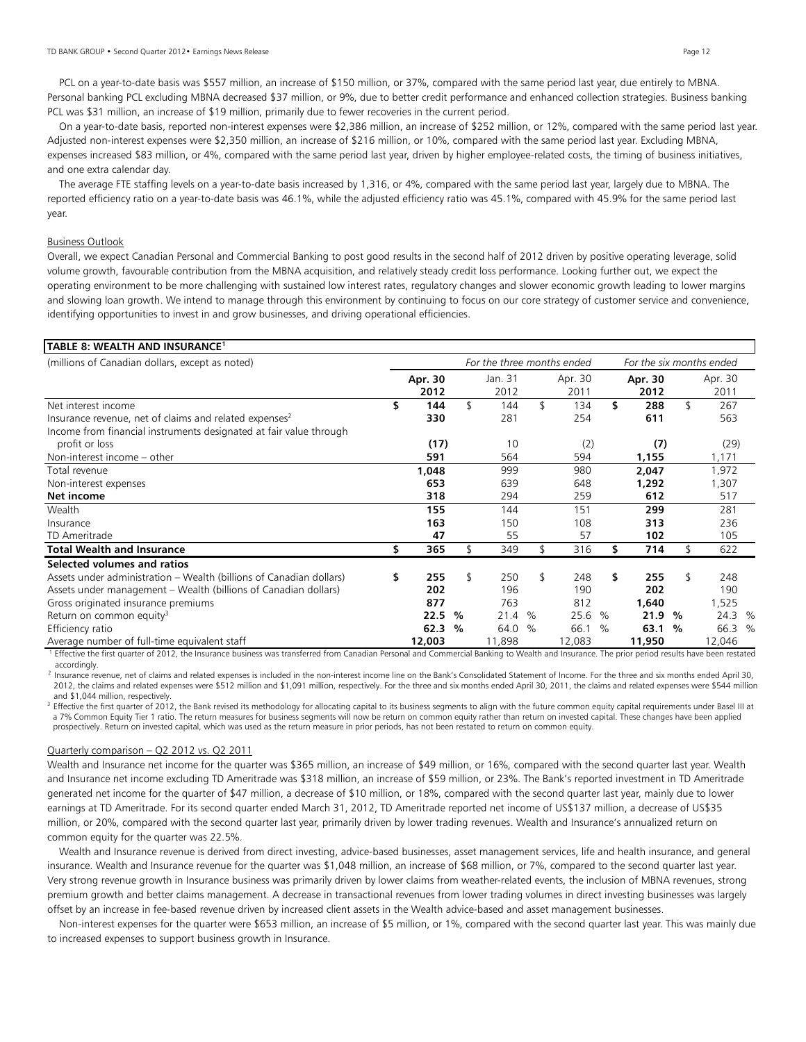PCL on a year-to-date basis was $557 million, an increase of $150 million, or 37%, compared with the same period last year, due entirely to MBNA. Personal banking PCL excluding MBNA decreased $37 million, or 9%, due to better credit performance and enhanced collection strategies. Business banking PCL was $31 million, an increase of $19 million, primarily due to fewer recoveries in the current period.

On a year-to-date basis, reported non-interest expenses were $2,386 million, an increase of $252 million, or 12%, compared with the same period last year. Adjusted non-interest expenses were $2,350 million, an increase of $216 million, or 10%, compared with the same period last year. Excluding MBNA, expenses increased $83 million, or 4%, compared with the same period last year, driven by higher employee-related costs, the timing of business initiatives, and one extra calendar day.

The average FTE staffing levels on a year-to-date basis increased by 1,316, or 4%, compared with the same period last year, largely due to MBNA. The reported efficiency ratio on a year-to-date basis was 46.1%, while the adjusted efficiency ratio was 45.1%, compared with 45.9% for the same period last year.

Business Outlook

Overall, we expect Canadian Personal and Commercial Banking to post good results in the second half of 2012 driven by positive operating leverage, solid volume growth, favourable contribution from the MBNA acquisition, and relatively steady credit loss performance. Looking further out, we expect the operating environment to be more challenging with sustained low interest rates, regulatory changes and slower economic growth leading to lower margins and slowing loan growth. We intend to manage through this environment by continuing to focus on our core strategy of customer service and convenience, identifying opportunities to invest in and grow businesses, and driving operational efficiencies.

**TABLE 8: WEALTH AND INSURANCE[1]**

| (millions of Canadian dollars, except as noted) | *For the three months ended* | | | *For the six months ended* | |
|---|---|---|---|---|---|
| | **Apr. 30 2012** | Jan. 31 2012 | Apr. 30 2011 | **Apr. 30 2012** | Apr. 30 2011 |
| Net interest income | **$ 144** | $ 144 | $ 134 | **$ 288** | $ 267 |
| Insurance revenue, net of claims and related expenses[2] | **330** | 281 | 254 | **611** | 563 |
| Income from financial instruments designated at fair value through profit or loss | **(17)** | 10 | (2) | **(7)** | (29) |
| Non-interest income – other | **591** | 564 | 594 | **1,155** | 1,171 |
| Total revenue | **1,048** | 999 | 980 | **2,047** | 1,972 |
| Non-interest expenses | **653** | 639 | 648 | **1,292** | 1,307 |
| **Net income** | **318** | 294 | 259 | **612** | 517 |
| Wealth | **155** | 144 | 151 | **299** | 281 |
| Insurance | **163** | 150 | 108 | **313** | 236 |
| TD Ameritrade | **47** | 55 | 57 | **102** | 105 |
| **Total Wealth and Insurance** | **$ 365** | $ 349 | $ 316 | **$ 714** | $ 622 |
| **Selected volumes and ratios** | | | | | |
| Assets under administration – Wealth (billions of Canadian dollars) | **$ 255** | $ 250 | $ 248 | **$ 255** | $ 248 |
| Assets under management – Wealth (billions of Canadian dollars) | **202** | 196 | 190 | **202** | 190 |
| Gross originated insurance premiums | **877** | 763 | 812 | **1,640** | 1,525 |
| Return on common equity[3] | **22.5 %** | 21.4 % | 25.6 % | **21.9 %** | 24.3 % |
| Efficiency ratio | **62.3 %** | 64.0 % | 66.1 % | **63.1 %** | 66.3 % |
| Average number of full-time equivalent staff | **12,003** | 11,898 | 12,083 | **11,950** | 12,046 |

[1] Effective the first quarter of 2012, the Insurance business was transferred from Canadian Personal and Commercial Banking to Wealth and Insurance. The prior period results have been restated accordingly.

[2] Insurance revenue, net of claims and related expenses is included in the non-interest income line on the Bank's Consolidated Statement of Income. For the three and six months ended April 30, 2012, the claims and related expenses were $512 million and $1,091 million, respectively. For the three and six months ended April 30, 2011, the claims and related expenses were $544 million and $1,044 million, respectively.

[3] Effective the first quarter of 2012, the Bank revised its methodology for allocating capital to its business segments to align with the future common equity capital requirements under Basel III at a 7% Common Equity Tier 1 ratio. The return measures for business segments will now be return on common equity rather than return on invested capital. These changes have been applied prospectively. Return on invested capital, which was used as the return measure in prior periods, has not been restated to return on common equity.

Quarterly comparison – Q2 2012 vs. Q2 2011

Wealth and Insurance net income for the quarter was $365 million, an increase of $49 million, or 16%, compared with the second quarter last year. Wealth and Insurance net income excluding TD Ameritrade was $318 million, an increase of $59 million, or 23%. The Bank's reported investment in TD Ameritrade generated net income for the quarter of $47 million, a decrease of $10 million, or 18%, compared with the second quarter last year, mainly due to lower earnings at TD Ameritrade. For its second quarter ended March 31, 2012, TD Ameritrade reported net income of US$137 million, a decrease of US$35 million, or 20%, compared with the second quarter last year, primarily driven by lower trading revenues. Wealth and Insurance's annualized return on common equity for the quarter was 22.5%.

Wealth and Insurance revenue is derived from direct investing, advice-based businesses, asset management services, life and health insurance, and general insurance. Wealth and Insurance revenue for the quarter was $1,048 million, an increase of $68 million, or 7%, compared to the second quarter last year. Very strong revenue growth in Insurance business was primarily driven by lower claims from weather-related events, the inclusion of MBNA revenues, strong premium growth and better claims management. A decrease in transactional revenues from lower trading volumes in direct investing businesses was largely offset by an increase in fee-based revenue driven by increased client assets in the Wealth advice-based and asset management businesses.

Non-interest expenses for the quarter were $653 million, an increase of $5 million, or 1%, compared with the second quarter last year. This was mainly due to increased expenses to support business growth in Insurance.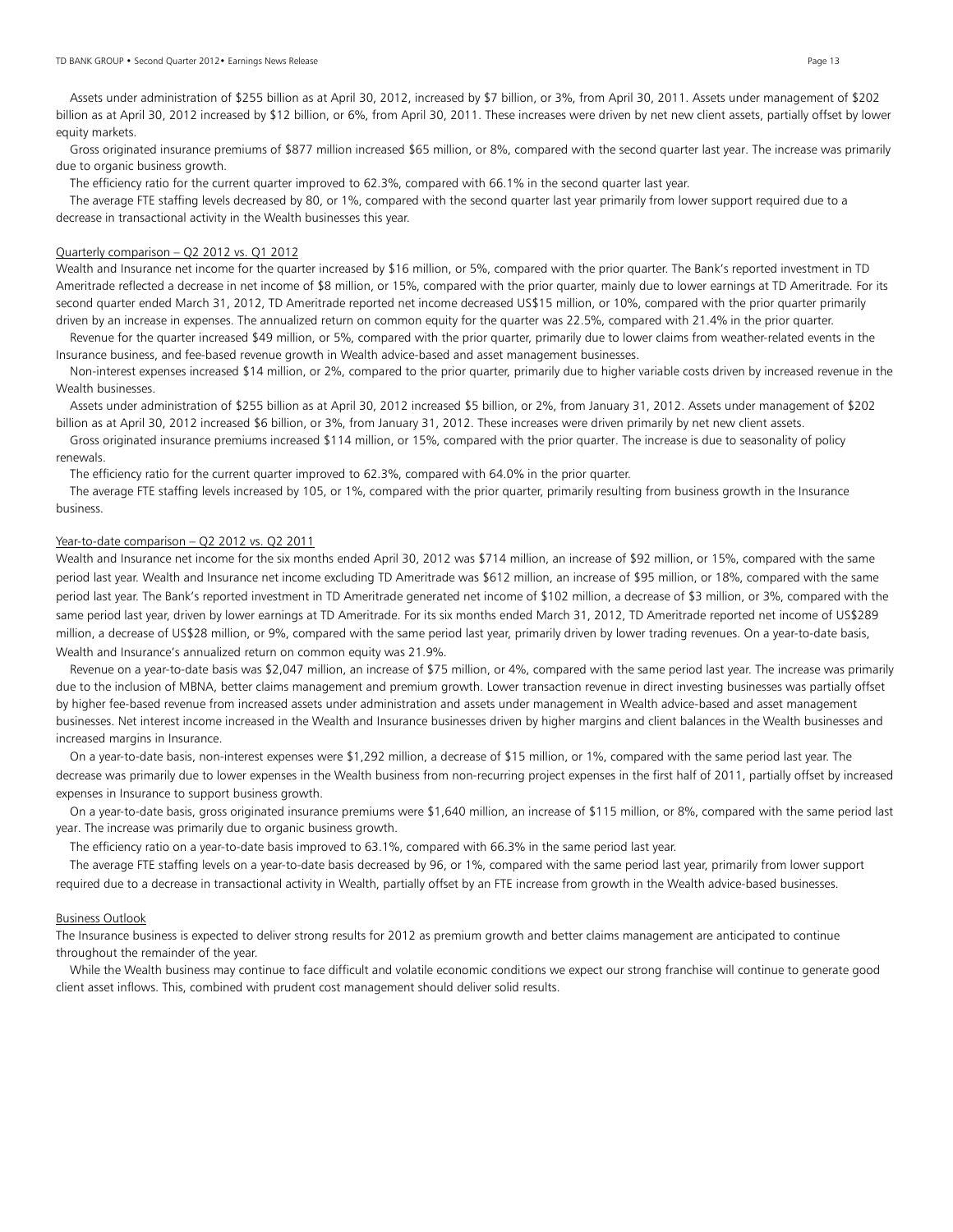Assets under administration of \$255 billion as at April 30, 2012, increased by \$7 billion, or 3%, from April 30, 2011. Assets under management of \$202 billion as at April 30, 2012 increased by \$12 billion, or 6%, from April 30, 2011. These increases were driven by net new client assets, partially offset by lower equity markets.

Gross originated insurance premiums of \$877 million increased \$65 million, or 8%, compared with the second quarter last year. The increase was primarily due to organic business growth.

The efficiency ratio for the current quarter improved to 62.3%, compared with 66.1% in the second quarter last year.

The average FTE staffing levels decreased by 80, or 1%, compared with the second quarter last year primarily from lower support required due to a decrease in transactional activity in the Wealth businesses this year.

Quarterly comparison – Q2 2012 vs. Q1 2012

Wealth and Insurance net income for the quarter increased by \$16 million, or 5%, compared with the prior quarter. The Bank's reported investment in TD Ameritrade reflected a decrease in net income of \$8 million, or 15%, compared with the prior quarter, mainly due to lower earnings at TD Ameritrade. For its second quarter ended March 31, 2012, TD Ameritrade reported net income decreased US\$15 million, or 10%, compared with the prior quarter primarily driven by an increase in expenses. The annualized return on common equity for the quarter was 22.5%, compared with 21.4% in the prior quarter.

Revenue for the quarter increased \$49 million, or 5%, compared with the prior quarter, primarily due to lower claims from weather-related events in the Insurance business, and fee-based revenue growth in Wealth advice-based and asset management businesses.

Non-interest expenses increased \$14 million, or 2%, compared to the prior quarter, primarily due to higher variable costs driven by increased revenue in the Wealth businesses.

Assets under administration of \$255 billion as at April 30, 2012 increased \$5 billion, or 2%, from January 31, 2012. Assets under management of \$202 billion as at April 30, 2012 increased by \$6 billion, or 3%, from January 31, 2012. These increases were driven primarily by net new client assets.

Gross originated insurance premiums increased \$114 million, or 15%, compared with the prior quarter. The increase is due to seasonality of policy renewals.

The efficiency ratio for the current quarter improved to 62.3%, compared with 64.0% in the prior quarter.

The average FTE staffing levels increased by 105, or 1%, compared with the prior quarter, primarily resulting from business growth in the Insurance business.

Year-to-date comparison – Q2 2012 vs. Q2 2011

Wealth and Insurance net income for the six months ended April 30, 2012 was \$714 million, an increase of \$92 million, or 15%, compared with the same period last year. Wealth and Insurance net income excluding TD Ameritrade was \$612 million, an increase of \$95 million, or 18%, compared with the same period last year. The Bank's reported investment in TD Ameritrade generated net income of \$102 million, a decrease of \$3 million, or 3%, compared with the same period last year, driven by lower earnings at TD Ameritrade. For its six months ended March 31, 2012, TD Ameritrade reported net income of US\$289 million, a decrease of US\$28 million, or 9%, compared with the same period last year, primarily driven by lower trading revenues. On a year-to-date basis, Wealth and Insurance's annualized return on common equity was 21.9%.

Revenue on a year-to-date basis was \$2,047 million, an increase of \$75 million, or 4%, compared with the same period last year. The increase was primarily due to the inclusion of MBNA, better claims management and premium growth. Lower transaction revenue in direct investing businesses was partially offset by higher fee-based revenue from increased assets under administration and assets under management in Wealth advice-based and asset management businesses. Net interest income increased in the Wealth and Insurance businesses driven by higher margins and client balances in the Wealth businesses and increased margins in Insurance.

On a year-to-date basis, non-interest expenses were \$1,292 million, a decrease of \$15 million, or 1%, compared with the same period last year. The decrease was primarily due to lower expenses in the Wealth business from non-recurring project expenses in the first half of 2011, partially offset by increased expenses in Insurance to support business growth.

On a year-to-date basis, gross originated insurance premiums were \$1,640 million, an increase of \$115 million, or 8%, compared with the same period last year. The increase was primarily due to organic business growth.

The efficiency ratio on a year-to-date basis improved to 63.1%, compared with 66.3% in the same period last year.

The average FTE staffing levels on a year-to-date basis decreased by 96, or 1%, compared with the same period last year, primarily from lower support required due to a decrease in transactional activity in Wealth, partially offset by an FTE increase from growth in the Wealth advice-based businesses.

Business Outlook

The Insurance business is expected to deliver strong results for 2012 as premium growth and better claims management are anticipated to continue throughout the remainder of the year.

While the Wealth business may continue to face difficult and volatile economic conditions we expect our strong franchise will continue to generate good client asset inflows. This, combined with prudent cost management should deliver solid results.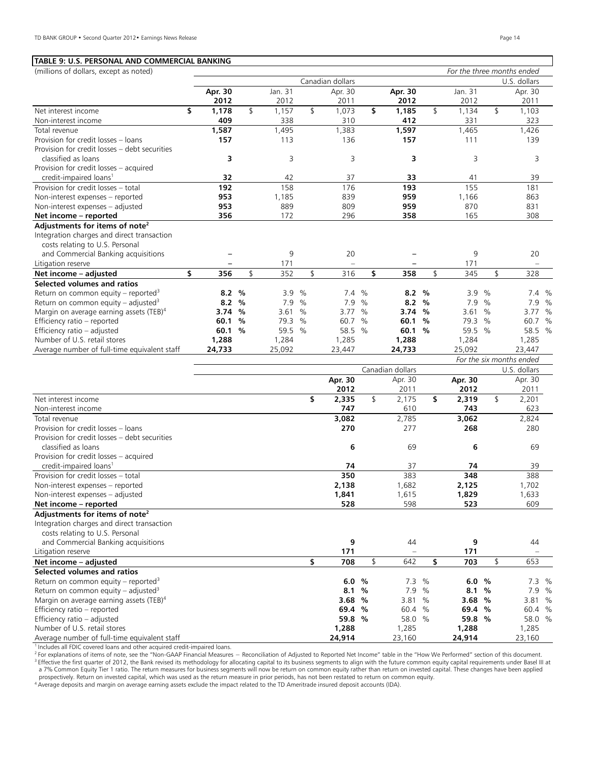**TABLE 9: U.S. PERSONAL AND COMMERCIAL BANKING**

| (millions of dollars, except as noted) | | | | | | *For the three months ended* |
|---|---|---|---|---|---|---|
| | Canadian dollars | | | | | U.S. dollars |
| | **Apr. 30 2012** | Jan. 31 2012 | Apr. 30 2011 | **Apr. 30 2012** | Jan. 31 2012 | Apr. 30 2011 |
| Net interest income | **$ 1,178** | $ 1,157 | $ 1,073 | **$ 1,185** | $ 1,134 | $ 1,103 |
| Non-interest income | **409** | 338 | 310 | **412** | 331 | 323 |
| Total revenue | **1,587** | 1,495 | 1,383 | **1,597** | 1,465 | 1,426 |
| Provision for credit losses – loans | **157** | 113 | 136 | **157** | 111 | 139 |
| Provision for credit losses – debt securities classified as loans | **3** | 3 | 3 | **3** | 3 | 3 |
| Provision for credit losses – acquired credit-impaired loans[1] | **32** | 42 | 37 | **33** | 41 | 39 |
| Provision for credit losses – total | **192** | 158 | 176 | **193** | 155 | 181 |
| Non-interest expenses – reported | **953** | 1,185 | 839 | **959** | 1,166 | 863 |
| Non-interest expenses – adjusted | **953** | 889 | 809 | **959** | 870 | 831 |
| **Net income – reported** | **356** | 172 | 296 | **358** | 165 | 308 |
| **Adjustments for items of note[2]** | | | | | | |
| Integration charges and direct transaction costs relating to U.S. Personal and Commercial Banking acquisitions | **–** | 9 | 20 | **–** | 9 | 20 |
| Litigation reserve | **–** | 171 | – | **–** | 171 | – |
| **Net income – adjusted** | **$ 356** | $ 352 | $ 316 | **$ 358** | $ 345 | $ 328 |
| **Selected volumes and ratios** | | | | | | |
| Return on common equity – reported[3] | **8.2 %** | 3.9 % | 7.4 % | **8.2 %** | 3.9 % | 7.4 % |
| Return on common equity – adjusted[3] | **8.2 %** | 7.9 % | 7.9 % | **8.2 %** | 7.9 % | 7.9 % |
| Margin on average earning assets (TEB)[4] | **3.74 %** | 3.61 % | 3.77 % | **3.74 %** | 3.61 % | 3.77 % |
| Efficiency ratio – reported | **60.1 %** | 79.3 % | 60.7 % | **60.1 %** | 79.3 % | 60.7 % |
| Efficiency ratio – adjusted | **60.1 %** | 59.5 % | 58.5 % | **60.1 %** | 59.5 % | 58.5 % |
| Number of U.S. retail stores | **1,288** | 1,284 | 1,285 | **1,288** | 1,284 | 1,285 |
| Average number of full-time equivalent staff | **24,733** | 25,092 | 23,447 | **24,733** | 25,092 | 23,447 |

| | | | | *For the six months ended* |
|---|---|---|---|---|
| | Canadian dollars | | U.S. dollars | |
| | **Apr. 30 2012** | Apr. 30 2011 | **Apr. 30 2012** | Apr. 30 2011 |
| Net interest income | **$ 2,335** | $ 2,175 | **$ 2,319** | $ 2,201 |
| Non-interest income | **747** | 610 | **743** | 623 |
| Total revenue | **3,082** | 2,785 | **3,062** | 2,824 |
| Provision for credit losses – loans | **270** | 277 | **268** | 280 |
| Provision for credit losses – debt securities classified as loans | **6** | 69 | **6** | 69 |
| Provision for credit losses – acquired credit-impaired loans[1] | **74** | 37 | **74** | 39 |
| Provision for credit losses – total | **350** | 383 | **348** | 388 |
| Non-interest expenses – reported | **2,138** | 1,682 | **2,125** | 1,702 |
| Non-interest expenses – adjusted | **1,841** | 1,615 | **1,829** | 1,633 |
| **Net income – reported** | **528** | 598 | **523** | 609 |
| **Adjustments for items of note[2]** | | | | |
| Integration charges and direct transaction costs relating to U.S. Personal and Commercial Banking acquisitions | **9** | 44 | **9** | 44 |
| Litigation reserve | **171** | – | **171** | – |
| **Net income – adjusted** | **$ 708** | $ 642 | **$ 703** | $ 653 |
| **Selected volumes and ratios** | | | | |
| Return on common equity – reported[3] | **6.0 %** | 7.3 % | **6.0 %** | 7.3 % |
| Return on common equity – adjusted[3] | **8.1 %** | 7.9 % | **8.1 %** | 7.9 % |
| Margin on average earning assets (TEB)[4] | **3.68 %** | 3.81 % | **3.68 %** | 3.81 % |
| Efficiency ratio – reported | **69.4 %** | 60.4 % | **69.4 %** | 60.4 % |
| Efficiency ratio – adjusted | **59.8 %** | 58.0 % | **59.8 %** | 58.0 % |
| Number of U.S. retail stores | **1,288** | 1,285 | **1,288** | 1,285 |
| Average number of full-time equivalent staff | **24,914** | 23,160 | **24,914** | 23,160 |

[1] Includes all FDIC covered loans and other acquired credit-impaired loans.

[2] For explanations of items of note, see the "Non-GAAP Financial Measures – Reconciliation of Adjusted to Reported Net Income" table in the "How We Performed" section of this document.

[3] Effective the first quarter of 2012, the Bank revised its methodology for allocating capital to its business segments to align with the future common equity capital requirements under Basel III at a 7% Common Equity Tier 1 ratio. The return measures for business segments will now be return on common equity rather than return on invested capital. These changes have been applied prospectively. Return on invested capital, which was used as the return measure in prior periods, has not been restated to return on common equity.

[4] Average deposits and margin on average earning assets exclude the impact related to the TD Ameritrade insured deposit accounts (IDA).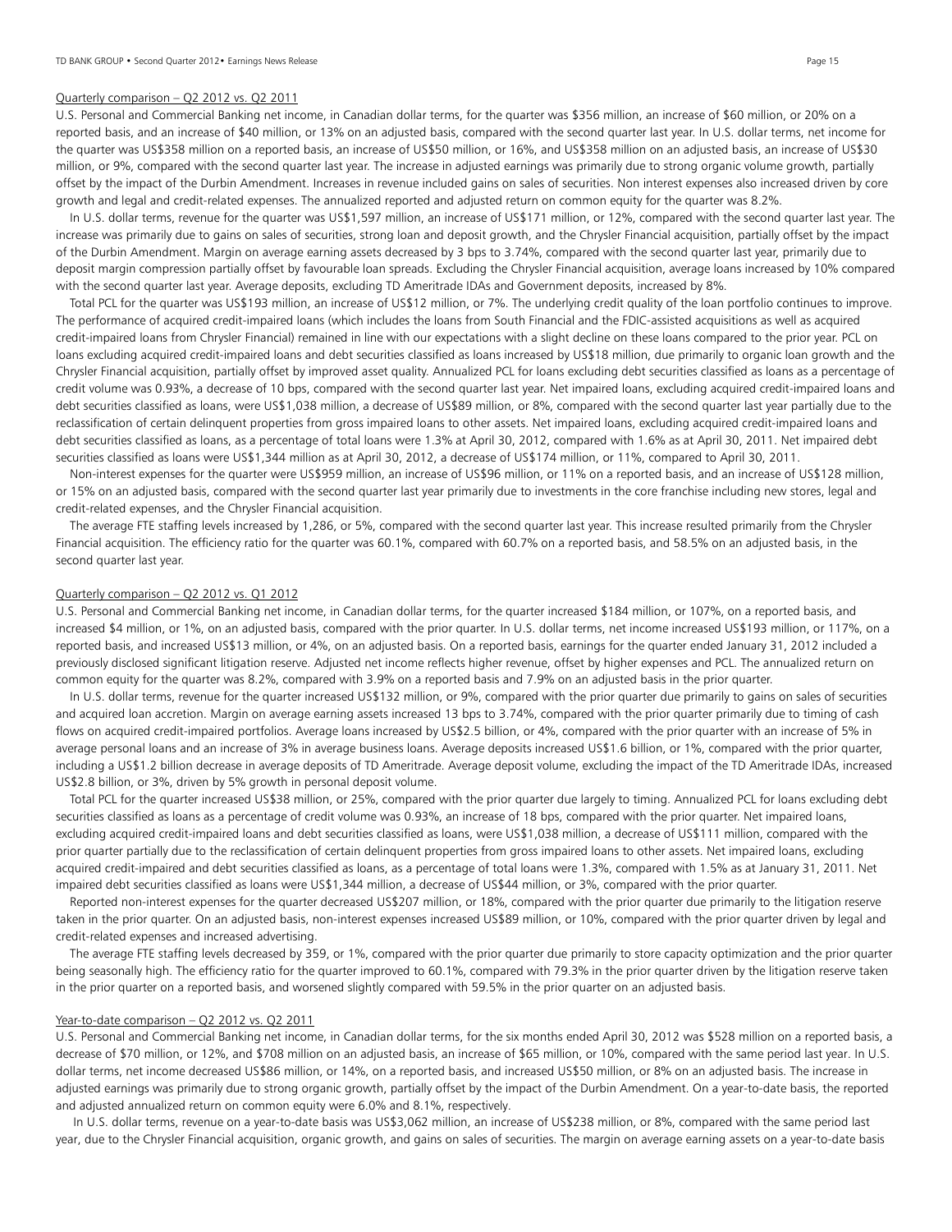Quarterly comparison – Q2 2012 vs. Q2 2011

U.S. Personal and Commercial Banking net income, in Canadian dollar terms, for the quarter was $356 million, an increase of $60 million, or 20% on a reported basis, and an increase of $40 million, or 13% on an adjusted basis, compared with the second quarter last year. In U.S. dollar terms, net income for the quarter was US$358 million on a reported basis, an increase of US$50 million, or 16%, and US$358 million on an adjusted basis, an increase of US$30 million, or 9%, compared with the second quarter last year. The increase in adjusted earnings was primarily due to strong organic volume growth, partially offset by the impact of the Durbin Amendment. Increases in revenue included gains on sales of securities. Non interest expenses also increased driven by core growth and legal and credit-related expenses. The annualized reported and adjusted return on common equity for the quarter was 8.2%.

In U.S. dollar terms, revenue for the quarter was US$1,597 million, an increase of US$171 million, or 12%, compared with the second quarter last year. The increase was primarily due to gains on sales of securities, strong loan and deposit growth, and the Chrysler Financial acquisition, partially offset by the impact of the Durbin Amendment. Margin on average earning assets decreased by 3 bps to 3.74%, compared with the second quarter last year, primarily due to deposit margin compression partially offset by favourable loan spreads. Excluding the Chrysler Financial acquisition, average loans increased by 10% compared with the second quarter last year. Average deposits, excluding TD Ameritrade IDAs and Government deposits, increased by 8%.

Total PCL for the quarter was US$193 million, an increase of US$12 million, or 7%. The underlying credit quality of the loan portfolio continues to improve. The performance of acquired credit-impaired loans (which includes the loans from South Financial and the FDIC-assisted acquisitions as well as acquired credit-impaired loans from Chrysler Financial) remained in line with our expectations with a slight decline on these loans compared to the prior year. PCL on loans excluding acquired credit-impaired loans and debt securities classified as loans increased by US$18 million, due primarily to organic loan growth and the Chrysler Financial acquisition, partially offset by improved asset quality. Annualized PCL for loans excluding debt securities classified as loans as a percentage of credit volume was 0.93%, a decrease of 10 bps, compared with the second quarter last year. Net impaired loans, excluding acquired credit-impaired loans and debt securities classified as loans, were US$1,038 million, a decrease of US$89 million, or 8%, compared with the second quarter last year partially due to the reclassification of certain delinquent properties from gross impaired loans to other assets. Net impaired loans, excluding acquired credit-impaired loans and debt securities classified as loans, as a percentage of total loans were 1.3% at April 30, 2012, compared with 1.6% as at April 30, 2011. Net impaired debt securities classified as loans were US$1,344 million as at April 30, 2012, a decrease of US$174 million, or 11%, compared to April 30, 2011.

Non-interest expenses for the quarter were US$959 million, an increase of US$96 million, or 11% on a reported basis, and an increase of US$128 million, or 15% on an adjusted basis, compared with the second quarter last year primarily due to investments in the core franchise including new stores, legal and credit-related expenses, and the Chrysler Financial acquisition.

The average FTE staffing levels increased by 1,286, or 5%, compared with the second quarter last year. This increase resulted primarily from the Chrysler Financial acquisition. The efficiency ratio for the quarter was 60.1%, compared with 60.7% on a reported basis, and 58.5% on an adjusted basis, in the second quarter last year.

Quarterly comparison – Q2 2012 vs. Q1 2012

U.S. Personal and Commercial Banking net income, in Canadian dollar terms, for the quarter increased $184 million, or 107%, on a reported basis, and increased $4 million, or 1%, on an adjusted basis, compared with the prior quarter. In U.S. dollar terms, net income increased US$193 million, or 117%, on a reported basis, and increased US$13 million, or 4%, on an adjusted basis. On a reported basis, earnings for the quarter ended January 31, 2012 included a previously disclosed significant litigation reserve. Adjusted net income reflects higher revenue, offset by higher expenses and PCL. The annualized return on common equity for the quarter was 8.2%, compared with 3.9% on a reported basis and 7.9% on an adjusted basis in the prior quarter.

In U.S. dollar terms, revenue for the quarter increased US$132 million, or 9%, compared with the prior quarter due primarily to gains on sales of securities and acquired loan accretion. Margin on average earning assets increased 13 bps to 3.74%, compared with the prior quarter primarily due to timing of cash flows on acquired credit-impaired portfolios. Average loans increased by US$2.5 billion, or 4%, compared with the prior quarter with an increase of 5% in average personal loans and an increase of 3% in average business loans. Average deposits increased US$1.6 billion, or 1%, compared with the prior quarter, including a US$1.2 billion decrease in average deposits of TD Ameritrade. Average deposit volume, excluding the impact of the TD Ameritrade IDAs, increased US$2.8 billion, or 3%, driven by 5% growth in personal deposit volume.

Total PCL for the quarter increased US$38 million, or 25%, compared with the prior quarter due largely to timing. Annualized PCL for loans excluding debt securities classified as loans as a percentage of credit volume was 0.93%, an increase of 18 bps, compared with the prior quarter. Net impaired loans, excluding acquired credit-impaired loans and debt securities classified as loans, were US$1,038 million, a decrease of US$111 million, compared with the prior quarter partially due to the reclassification of certain delinquent properties from gross impaired loans to other assets. Net impaired loans, excluding acquired credit-impaired and debt securities classified as loans, as a percentage of total loans were 1.3%, compared with 1.5% as at January 31, 2011. Net impaired debt securities classified as loans were US$1,344 million, a decrease of US$44 million, or 3%, compared with the prior quarter.

Reported non-interest expenses for the quarter decreased US$207 million, or 18%, compared with the prior quarter due primarily to the litigation reserve taken in the prior quarter. On an adjusted basis, non-interest expenses increased US$89 million, or 10%, compared with the prior quarter driven by legal and credit-related expenses and increased advertising.

The average FTE staffing levels decreased by 359, or 1%, compared with the prior quarter due primarily to store capacity optimization and the prior quarter being seasonally high. The efficiency ratio for the quarter improved to 60.1%, compared with 79.3% in the prior quarter driven by the litigation reserve taken in the prior quarter on a reported basis, and worsened slightly compared with 59.5% in the prior quarter on an adjusted basis.

Year-to-date comparison – Q2 2012 vs. Q2 2011

U.S. Personal and Commercial Banking net income, in Canadian dollar terms, for the six months ended April 30, 2012 was $528 million on a reported basis, a decrease of $70 million, or 12%, and $708 million on an adjusted basis, an increase of $65 million, or 10%, compared with the same period last year. In U.S. dollar terms, net income decreased US$86 million, or 14%, on a reported basis, and increased US$50 million, or 8% on an adjusted basis. The increase in adjusted earnings was primarily due to strong organic growth, partially offset by the impact of the Durbin Amendment. On a year-to-date basis, the reported and adjusted annualized return on common equity were 6.0% and 8.1%, respectively.

In U.S. dollar terms, revenue on a year-to-date basis was US$3,062 million, an increase of US$238 million, or 8%, compared with the same period last year, due to the Chrysler Financial acquisition, organic growth, and gains on sales of securities. The margin on average earning assets on a year-to-date basis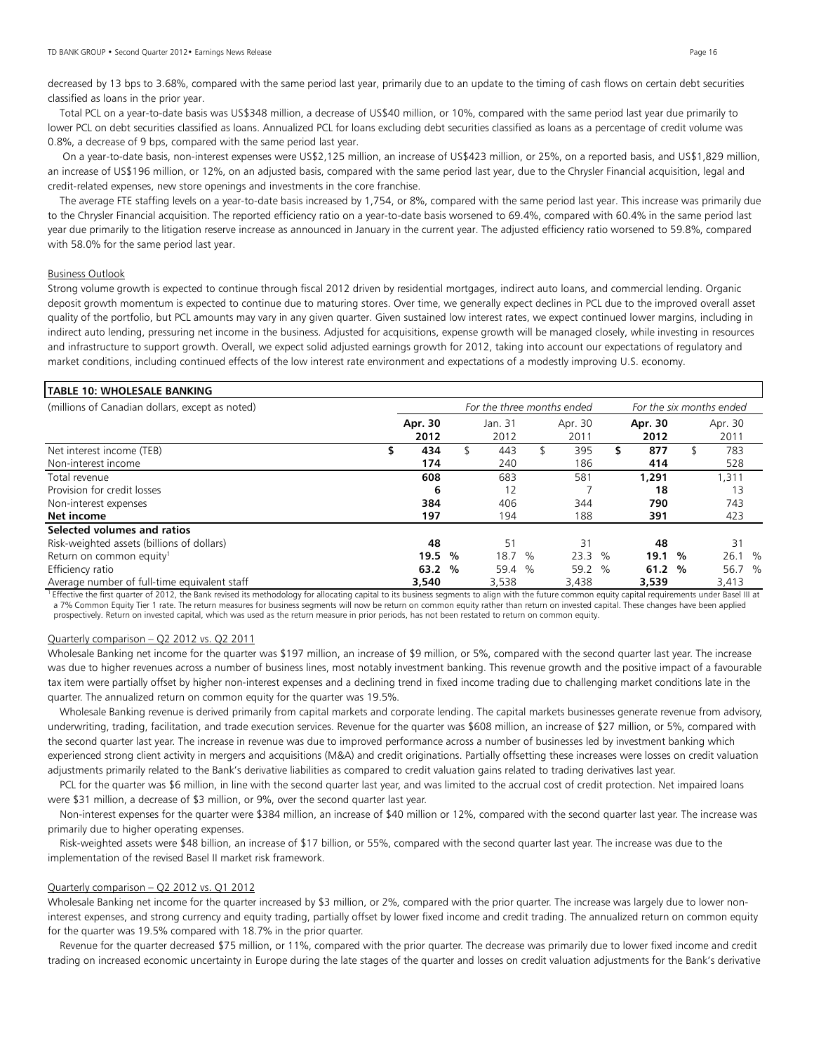decreased by 13 bps to 3.68%, compared with the same period last year, primarily due to an update to the timing of cash flows on certain debt securities classified as loans in the prior year.

Total PCL on a year-to-date basis was US$348 million, a decrease of US$40 million, or 10%, compared with the same period last year due primarily to lower PCL on debt securities classified as loans. Annualized PCL for loans excluding debt securities classified as loans as a percentage of credit volume was 0.8%, a decrease of 9 bps, compared with the same period last year.

On a year-to-date basis, non-interest expenses were US$2,125 million, an increase of US$423 million, or 25%, on a reported basis, and US$1,829 million, an increase of US$196 million, or 12%, on an adjusted basis, compared with the same period last year, due to the Chrysler Financial acquisition, legal and credit-related expenses, new store openings and investments in the core franchise.

The average FTE staffing levels on a year-to-date basis increased by 1,754, or 8%, compared with the same period last year. This increase was primarily due to the Chrysler Financial acquisition. The reported efficiency ratio on a year-to-date basis worsened to 69.4%, compared with 60.4% in the same period last year due primarily to the litigation reserve increase as announced in January in the current year. The adjusted efficiency ratio worsened to 59.8%, compared with 58.0% for the same period last year.

Business Outlook

Strong volume growth is expected to continue through fiscal 2012 driven by residential mortgages, indirect auto loans, and commercial lending. Organic deposit growth momentum is expected to continue due to maturing stores. Over time, we generally expect declines in PCL due to the improved overall asset quality of the portfolio, but PCL amounts may vary in any given quarter. Given sustained low interest rates, we expect continued lower margins, including in indirect auto lending, pressuring net income in the business. Adjusted for acquisitions, expense growth will be managed closely, while investing in resources and infrastructure to support growth. Overall, we expect solid adjusted earnings growth for 2012, taking into account our expectations of regulatory and market conditions, including continued effects of the low interest rate environment and expectations of a modestly improving U.S. economy.

**TABLE 10: WHOLESALE BANKING**

| (millions of Canadian dollars, except as noted) | *For the three months ended* | | | *For the six months ended* | |
|---|---|---|---|---|---|
| | **Apr. 30 2012** | Jan. 31 2012 | Apr. 30 2011 | **Apr. 30 2012** | Apr. 30 2011 |
| Net interest income (TEB) | **$ 434** | $ 443 | $ 395 | **$ 877** | $ 783 |
| Non-interest income | **174** | 240 | 186 | **414** | 528 |
| Total revenue | **608** | 683 | 581 | **1,291** | 1,311 |
| Provision for credit losses | **6** | 12 | 7 | **18** | 13 |
| Non-interest expenses | **384** | 406 | 344 | **790** | 743 |
| **Net income** | **197** | 194 | 188 | **391** | 423 |
| **Selected volumes and ratios** | | | | | |
| Risk-weighted assets (billions of dollars) | **48** | 51 | 31 | **48** | 31 |
| Return on common equity[1] | **19.5 %** | 18.7 % | 23.3 % | **19.1 %** | 26.1 % |
| Efficiency ratio | **63.2 %** | 59.4 % | 59.2 % | **61.2 %** | 56.7 % |
| Average number of full-time equivalent staff | **3,540** | 3,538 | 3,438 | **3,539** | 3,413 |

[1] Effective the first quarter of 2012, the Bank revised its methodology for allocating capital to its business segments to align with the future common equity capital requirements under Basel III at a 7% Common Equity Tier 1 rate. The return measures for business segments will now be return on common equity rather than return on invested capital. These changes have been applied prospectively. Return on invested capital, which was used as the return measure in prior periods, has not been restated to return on common equity.

Quarterly comparison – Q2 2012 vs. Q2 2011

Wholesale Banking net income for the quarter was $197 million, an increase of $9 million, or 5%, compared with the second quarter last year. The increase was due to higher revenues across a number of business lines, most notably investment banking. This revenue growth and the positive impact of a favourable tax item were partially offset by higher non-interest expenses and a declining trend in fixed income trading due to challenging market conditions late in the quarter. The annualized return on common equity for the quarter was 19.5%.

Wholesale Banking revenue is derived primarily from capital markets and corporate lending. The capital markets businesses generate revenue from advisory, underwriting, trading, facilitation, and trade execution services. Revenue for the quarter was $608 million, an increase of $27 million, or 5%, compared with the second quarter last year. The increase in revenue was due to improved performance across a number of businesses led by investment banking which experienced strong client activity in mergers and acquisitions (M&A) and credit originations. Partially offsetting these increases were losses on credit valuation adjustments primarily related to the Bank's derivative liabilities as compared to credit valuation gains related to trading derivatives last year.

PCL for the quarter was $6 million, in line with the second quarter last year, and was limited to the accrual cost of credit protection. Net impaired loans were $31 million, a decrease of $3 million, or 9%, over the second quarter last year.

Non-interest expenses for the quarter were $384 million, an increase of $40 million or 12%, compared with the second quarter last year. The increase was primarily due to higher operating expenses.

Risk-weighted assets were $48 billion, an increase of $17 billion, or 55%, compared with the second quarter last year. The increase was due to the implementation of the revised Basel II market risk framework.

Quarterly comparison – Q2 2012 vs. Q1 2012

Wholesale Banking net income for the quarter increased by $3 million, or 2%, compared with the prior quarter. The increase was largely due to lower non-interest expenses, and strong currency and equity trading, partially offset by lower fixed income and credit trading. The annualized return on common equity for the quarter was 19.5% compared with 18.7% in the prior quarter.

Revenue for the quarter decreased $75 million, or 11%, compared with the prior quarter. The decrease was primarily due to lower fixed income and credit trading on increased economic uncertainty in Europe during the late stages of the quarter and losses on credit valuation adjustments for the Bank's derivative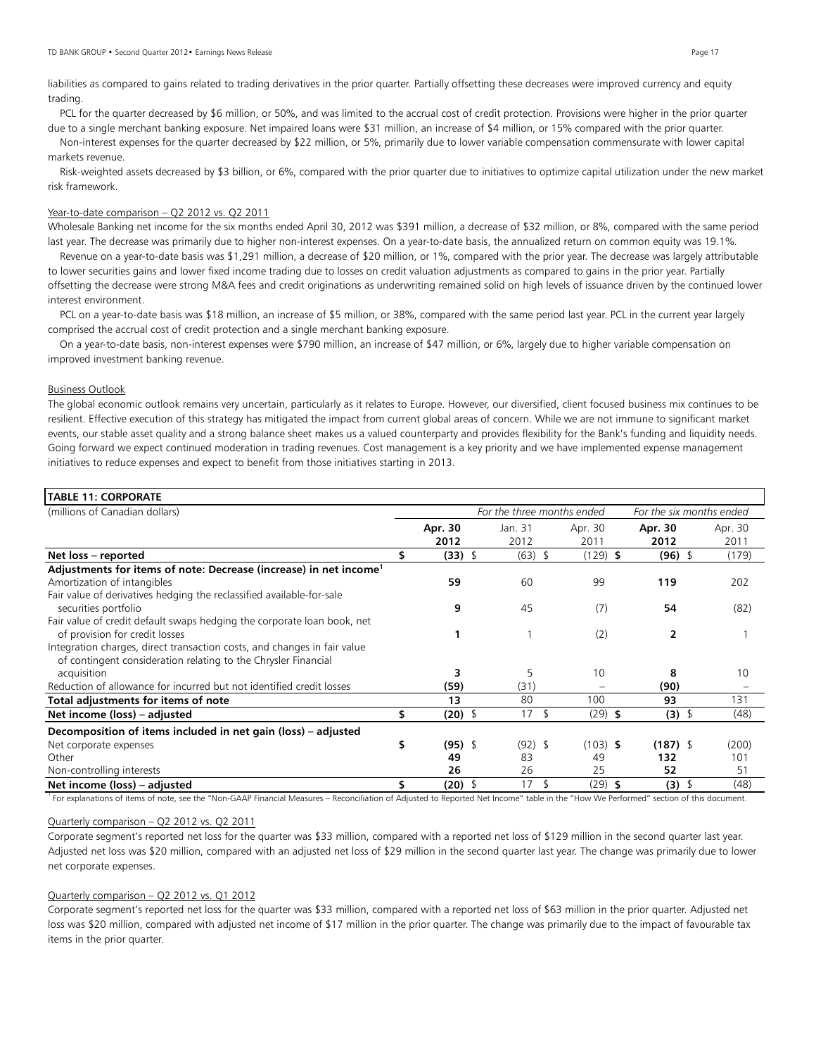liabilities as compared to gains related to trading derivatives in the prior quarter. Partially offsetting these decreases were improved currency and equity trading.

PCL for the quarter decreased by $6 million, or 50%, and was limited to the accrual cost of credit protection. Provisions were higher in the prior quarter due to a single merchant banking exposure. Net impaired loans were $31 million, an increase of $4 million, or 15% compared with the prior quarter.

Non-interest expenses for the quarter decreased by $22 million, or 5%, primarily due to lower variable compensation commensurate with lower capital markets revenue.

Risk-weighted assets decreased by $3 billion, or 6%, compared with the prior quarter due to initiatives to optimize capital utilization under the new market risk framework.

Year-to-date comparison – Q2 2012 vs. Q2 2011

Wholesale Banking net income for the six months ended April 30, 2012 was $391 million, a decrease of $32 million, or 8%, compared with the same period last year. The decrease was primarily due to higher non-interest expenses. On a year-to-date basis, the annualized return on common equity was 19.1%.

Revenue on a year-to-date basis was $1,291 million, a decrease of $20 million, or 1%, compared with the prior year. The decrease was largely attributable to lower securities gains and lower fixed income trading due to losses on credit valuation adjustments as compared to gains in the prior year. Partially offsetting the decrease were strong M&A fees and credit originations as underwriting remained solid on high levels of issuance driven by the continued lower interest environment.

PCL on a year-to-date basis was $18 million, an increase of $5 million, or 38%, compared with the same period last year. PCL in the current year largely comprised the accrual cost of credit protection and a single merchant banking exposure.

On a year-to-date basis, non-interest expenses were $790 million, an increase of $47 million, or 6%, largely due to higher variable compensation on improved investment banking revenue.

Business Outlook

The global economic outlook remains very uncertain, particularly as it relates to Europe. However, our diversified, client focused business mix continues to be resilient. Effective execution of this strategy has mitigated the impact from current global areas of concern. While we are not immune to significant market events, our stable asset quality and a strong balance sheet makes us a valued counterparty and provides flexibility for the Bank's funding and liquidity needs. Going forward we expect continued moderation in trading revenues. Cost management is a key priority and we have implemented expense management initiatives to reduce expenses and expect to benefit from those initiatives starting in 2013.

**TABLE 11: CORPORATE**

| (millions of Canadian dollars) | *For the three months ended* | | | *For the six months ended* | |
|---|---|---|---|---|---|
| | **Apr. 30 2012** | Jan. 31 2012 | Apr. 30 2011 | **Apr. 30 2012** | Apr. 30 2011 |
| **Net loss – reported** | **$ (33)** | $ (63) | $ (129) | **$ (96)** | $ (179) |
| **Adjustments for items of note: Decrease (increase) in net income[1]** | | | | | |
| Amortization of intangibles | **59** | 60 | 99 | **119** | 202 |
| Fair value of derivatives hedging the reclassified available-for-sale securities portfolio | **9** | 45 | (7) | **54** | (82) |
| Fair value of credit default swaps hedging the corporate loan book, net of provision for credit losses | **1** | 1 | (2) | **2** | 1 |
| Integration charges, direct transaction costs, and changes in fair value of contingent consideration relating to the Chrysler Financial acquisition | **3** | 5 | 10 | **8** | 10 |
| Reduction of allowance for incurred but not identified credit losses | **(59)** | (31) | – | **(90)** | – |
| **Total adjustments for items of note** | **13** | 80 | 100 | **93** | 131 |
| **Net income (loss) – adjusted** | **$ (20)** | $ 17 | $ (29) | **$ (3)** | $ (48) |
| **Decomposition of items included in net gain (loss) – adjusted** | | | | | |
| Net corporate expenses | **$ (95)** | $ (92) | $ (103) | **$ (187)** | $ (200) |
| Other | **49** | 83 | 49 | **132** | 101 |
| Non-controlling interests | **26** | 26 | 25 | **52** | 51 |
| **Net income (loss) – adjusted** | **$ (20)** | $ 17 | $ (29) | **$ (3)** | $ (48) |

[1] For explanations of items of note, see the "Non-GAAP Financial Measures – Reconciliation of Adjusted to Reported Net Income" table in the "How We Performed" section of this document.

Quarterly comparison – Q2 2012 vs. Q2 2011

Corporate segment's reported net loss for the quarter was $33 million, compared with a reported net loss of $129 million in the second quarter last year. Adjusted net loss was $20 million, compared with an adjusted net loss of $29 million in the second quarter last year. The change was primarily due to lower net corporate expenses.

Quarterly comparison – Q2 2012 vs. Q1 2012

Corporate segment's reported net loss for the quarter was $33 million, compared with a reported net loss of $63 million in the prior quarter. Adjusted net loss was $20 million, compared with adjusted net income of $17 million in the prior quarter. The change was primarily due to the impact of favourable tax items in the prior quarter.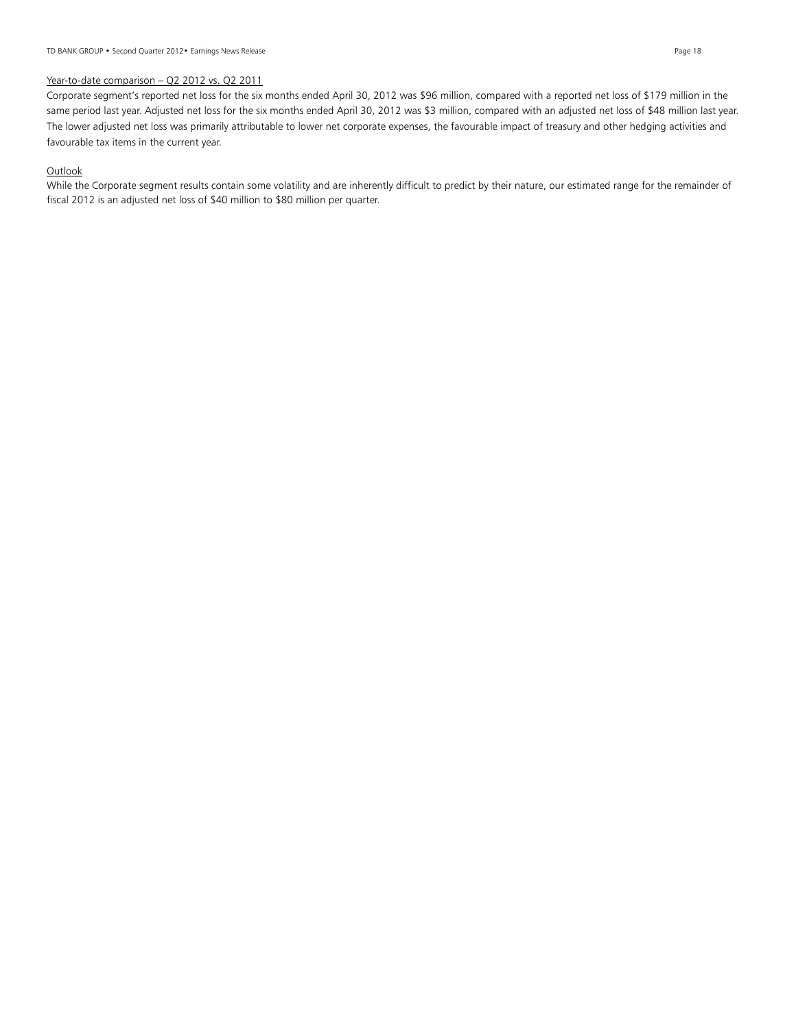Year-to-date comparison – Q2 2012 vs. Q2 2011

Corporate segment's reported net loss for the six months ended April 30, 2012 was $96 million, compared with a reported net loss of $179 million in the same period last year. Adjusted net loss for the six months ended April 30, 2012 was $3 million, compared with an adjusted net loss of $48 million last year. The lower adjusted net loss was primarily attributable to lower net corporate expenses, the favourable impact of treasury and other hedging activities and favourable tax items in the current year.

Outlook

While the Corporate segment results contain some volatility and are inherently difficult to predict by their nature, our estimated range for the remainder of fiscal 2012 is an adjusted net loss of $40 million to $80 million per quarter.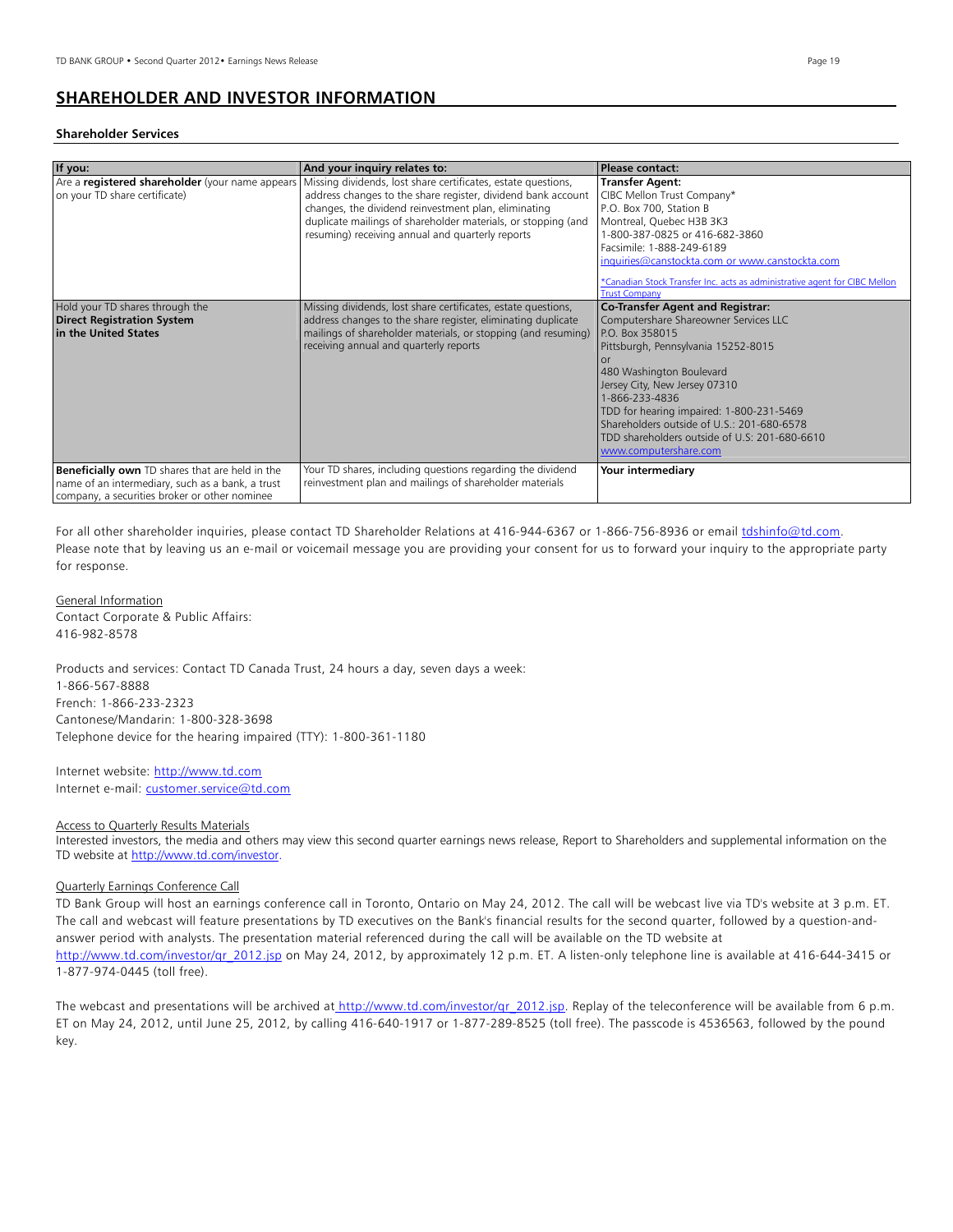## SHAREHOLDER AND INVESTOR INFORMATION

### Shareholder Services

| If you: | And your inquiry relates to: | Please contact: |
|---|---|---|
| Are a **registered shareholder** (your name appears on your TD share certificate) | Missing dividends, lost share certificates, estate questions, address changes to the share register, dividend bank account changes, the dividend reinvestment plan, eliminating duplicate mailings of shareholder materials, or stopping (and resuming) receiving annual and quarterly reports | **Transfer Agent:**<br>CIBC Mellon Trust Company*<br>P.O. Box 700, Station B<br>Montreal, Quebec H3B 3K3<br>1-800-387-0825 or 416-682-3860<br>Facsimile: 1-888-249-6189<br>inquiries@canstockta.com or www.canstockta.com<br><br>*Canadian Stock Transfer Inc. acts as administrative agent for CIBC Mellon Trust Company |
| Hold your TD shares through the **Direct Registration System in the United States** | Missing dividends, lost share certificates, estate questions, address changes to the share register, eliminating duplicate mailings of shareholder materials, or stopping (and resuming) receiving annual and quarterly reports | **Co-Transfer Agent and Registrar:**<br>Computershare Shareowner Services LLC<br>P.O. Box 358015<br>Pittsburgh, Pennsylvania 15252-8015<br>or<br>480 Washington Boulevard<br>Jersey City, New Jersey 07310<br>1-866-233-4836<br>TDD for hearing impaired: 1-800-231-5469<br>Shareholders outside of U.S.: 201-680-6578<br>TDD shareholders outside of U.S: 201-680-6610<br>www.computershare.com |
| **Beneficially own** TD shares that are held in the name of an intermediary, such as a bank, a trust company, a securities broker or other nominee | Your TD shares, including questions regarding the dividend reinvestment plan and mailings of shareholder materials | **Your intermediary** |

For all other shareholder inquiries, please contact TD Shareholder Relations at 416-944-6367 or 1-866-756-8936 or email tdshinfo@td.com. Please note that by leaving us an e-mail or voicemail message you are providing your consent for us to forward your inquiry to the appropriate party for response.

General Information
Contact Corporate & Public Affairs:
416-982-8578

Products and services: Contact TD Canada Trust, 24 hours a day, seven days a week:
1-866-567-8888
French: 1-866-233-2323
Cantonese/Mandarin: 1-800-328-3698
Telephone device for the hearing impaired (TTY): 1-800-361-1180

Internet website: http://www.td.com
Internet e-mail: customer.service@td.com

Access to Quarterly Results Materials
Interested investors, the media and others may view this second quarter earnings news release, Report to Shareholders and supplemental information on the TD website at http://www.td.com/investor.

Quarterly Earnings Conference Call
TD Bank Group will host an earnings conference call in Toronto, Ontario on May 24, 2012. The call will be webcast live via TD's website at 3 p.m. ET. The call and webcast will feature presentations by TD executives on the Bank's financial results for the second quarter, followed by a question-and-answer period with analysts. The presentation material referenced during the call will be available on the TD website at http://www.td.com/investor/qr_2012.jsp on May 24, 2012, by approximately 12 p.m. ET. A listen-only telephone line is available at 416-644-3415 or 1-877-974-0445 (toll free).

The webcast and presentations will be archived at http://www.td.com/investor/qr_2012.jsp. Replay of the teleconference will be available from 6 p.m. ET on May 24, 2012, until June 25, 2012, by calling 416-640-1917 or 1-877-289-8525 (toll free). The passcode is 4536563, followed by the pound key.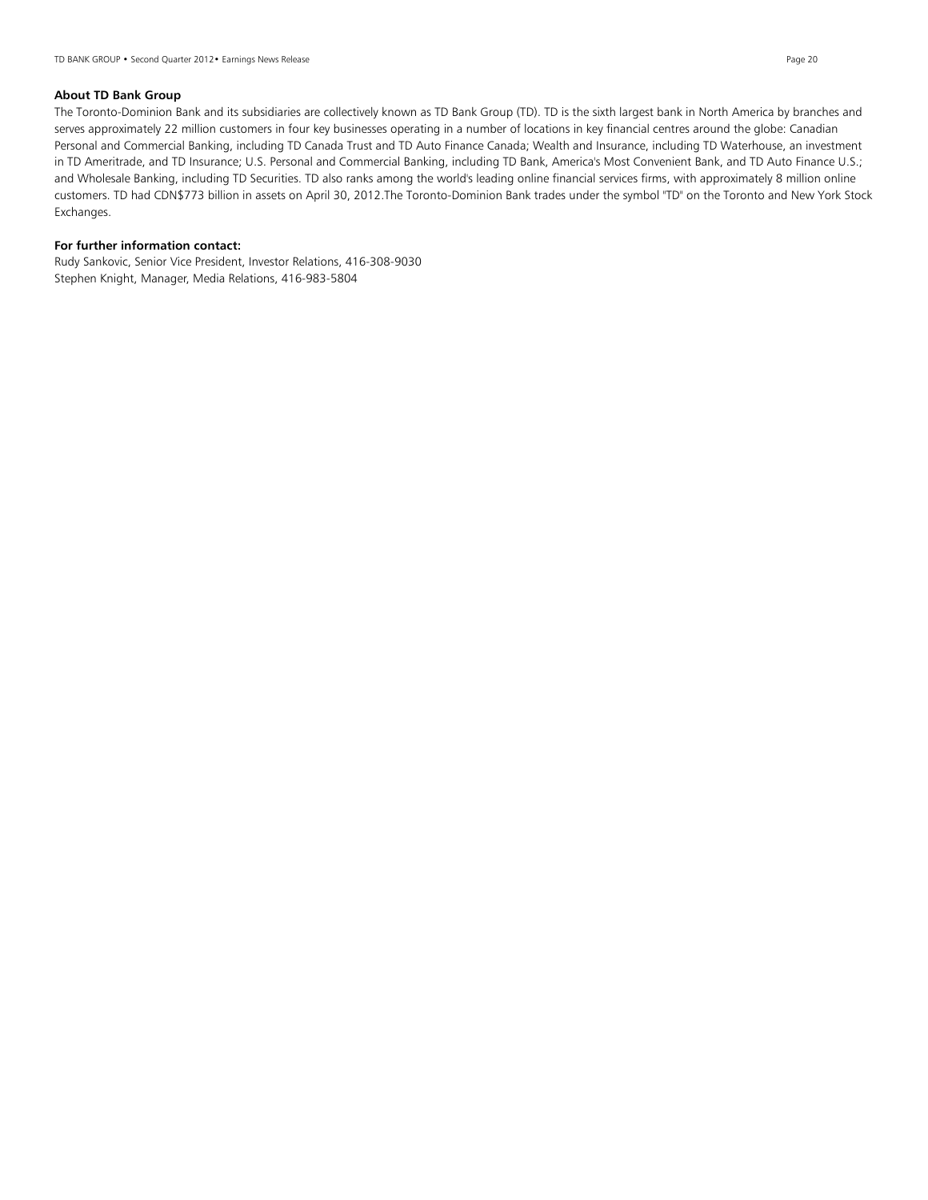**About TD Bank Group**

The Toronto-Dominion Bank and its subsidiaries are collectively known as TD Bank Group (TD). TD is the sixth largest bank in North America by branches and serves approximately 22 million customers in four key businesses operating in a number of locations in key financial centres around the globe: Canadian Personal and Commercial Banking, including TD Canada Trust and TD Auto Finance Canada; Wealth and Insurance, including TD Waterhouse, an investment in TD Ameritrade, and TD Insurance; U.S. Personal and Commercial Banking, including TD Bank, America's Most Convenient Bank, and TD Auto Finance U.S.; and Wholesale Banking, including TD Securities. TD also ranks among the world's leading online financial services firms, with approximately 8 million online customers. TD had CDN$773 billion in assets on April 30, 2012.The Toronto-Dominion Bank trades under the symbol "TD" on the Toronto and New York Stock Exchanges.

**For further information contact:**

Rudy Sankovic, Senior Vice President, Investor Relations, 416-308-9030
Stephen Knight, Manager, Media Relations, 416-983-5804